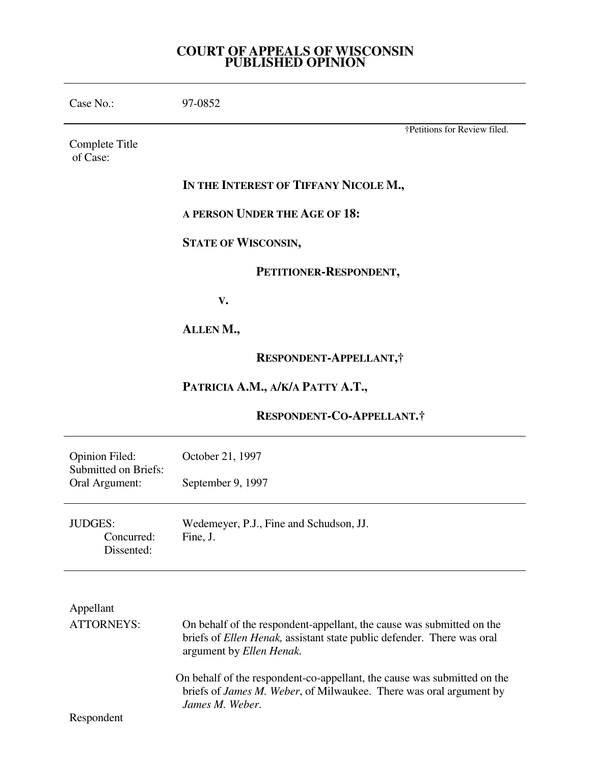# COURT OF APPEALS OF WISCONSIN
# PUBLISHED OPINION

Case No.: 97-0852

†Petitions for Review filed.

Complete Title of Case:

**IN THE INTEREST OF TIFFANY NICOLE M.,**

**A PERSON UNDER THE AGE OF 18:**

**STATE OF WISCONSIN,**

**PETITIONER-RESPONDENT,**

**V.**

**ALLEN M.,**

**RESPONDENT-APPELLANT,†**

**PATRICIA A.M., A/K/A PATTY A.T.,**

**RESPONDENT-CO-APPELLANT.†**

---

Opinion Filed: October 21, 1997
Submitted on Briefs:
Oral Argument: September 9, 1997

---

JUDGES: Wedemeyer, P.J., Fine and Schudson, JJ.
Concurred: Fine, J.
Dissented:

---

Appellant
ATTORNEYS: On behalf of the respondent-appellant, the cause was submitted on the briefs of *Ellen Henak,* assistant state public defender. There was oral argument by *Ellen Henak.*

On behalf of the respondent-co-appellant, the cause was submitted on the briefs of *James M. Weber*, of Milwaukee. There was oral argument by *James M. Weber*.

Respondent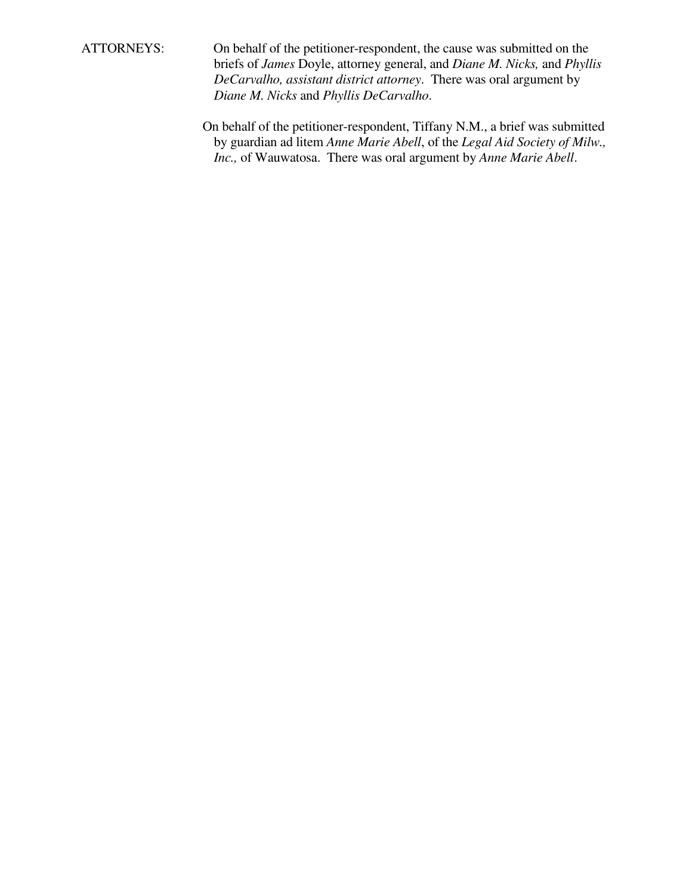ATTORNEYS: On behalf of the petitioner-respondent, the cause was submitted on the briefs of *James* Doyle, attorney general, and *Diane M. Nicks,* and *Phyllis DeCarvalho, assistant district attorney*. There was oral argument by *Diane M. Nicks* and *Phyllis DeCarvalho*.

On behalf of the petitioner-respondent, Tiffany N.M., a brief was submitted by guardian ad litem *Anne Marie Abell*, of the *Legal Aid Society of Milw., Inc.,* of Wauwatosa. There was oral argument by *Anne Marie Abell*.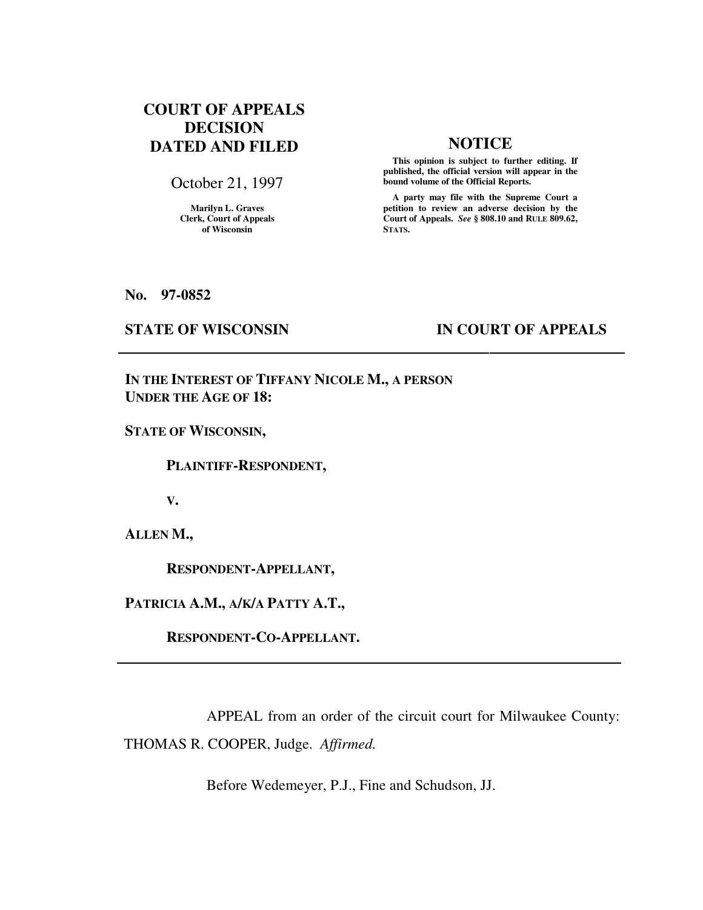**COURT OF APPEALS DECISION DATED AND FILED**

October 21, 1997

**Marilyn L. Graves**
**Clerk, Court of Appeals of Wisconsin**

**NOTICE**

**This opinion is subject to further editing. If published, the official version will appear in the bound volume of the Official Reports.**

**A party may file with the Supreme Court a petition to review an adverse decision by the Court of Appeals.** ***See*** **§ 808.10 and RULE 809.62, STATS.**

**No. 97-0852**

**STATE OF WISCONSIN** **IN COURT OF APPEALS**

---

**IN THE INTEREST OF TIFFANY NICOLE M., A PERSON UNDER THE AGE OF 18:**

**STATE OF WISCONSIN,**

**PLAINTIFF-RESPONDENT,**

**V.**

**ALLEN M.,**

**RESPONDENT-APPELLANT,**

**PATRICIA A.M., A/K/A PATTY A.T.,**

**RESPONDENT-CO-APPELLANT.**

---

APPEAL from an order of the circuit court for Milwaukee County: THOMAS R. COOPER, Judge. *Affirmed.*

Before Wedemeyer, P.J., Fine and Schudson, JJ.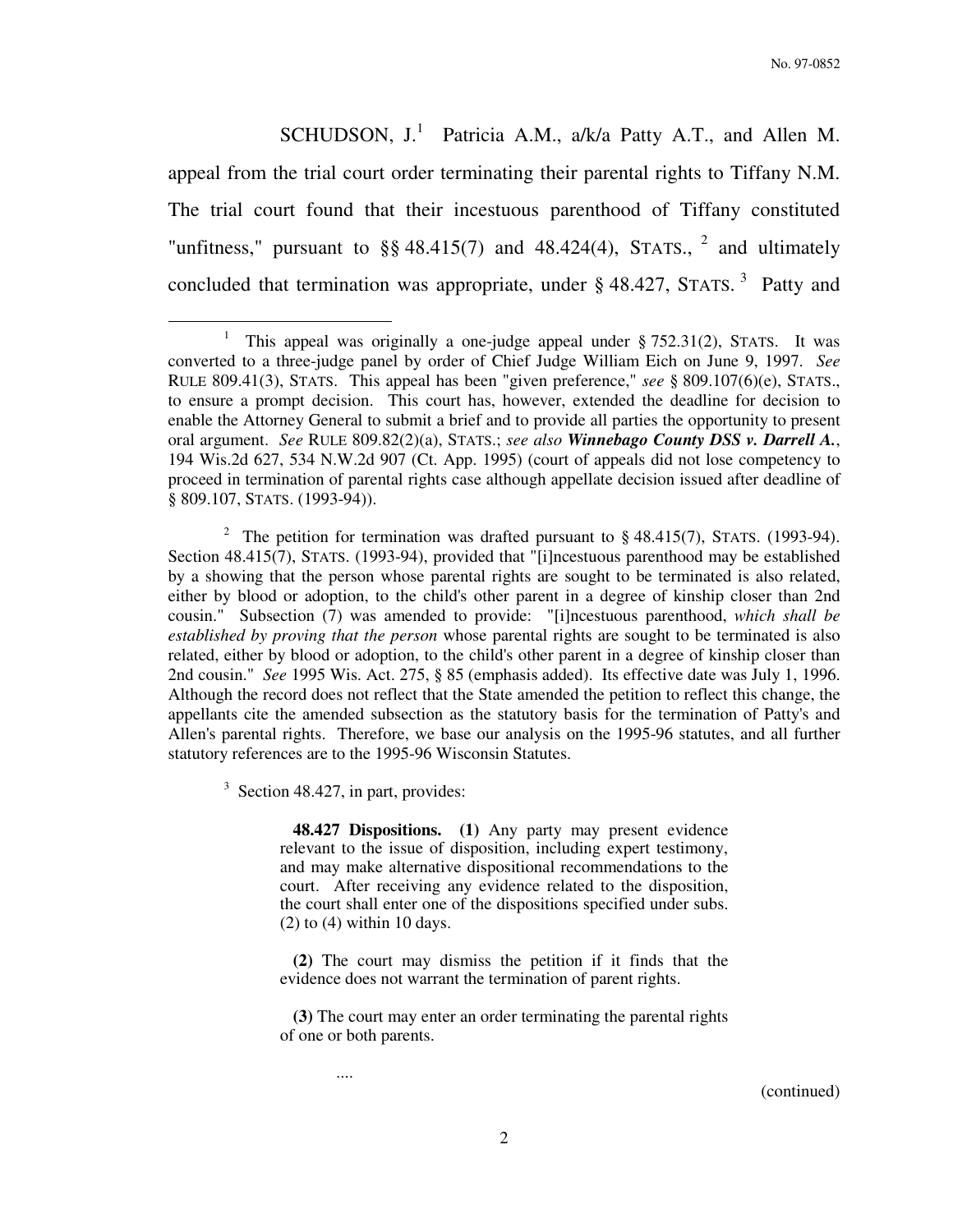SCHUDSON, J.[1] Patricia A.M., a/k/a Patty A.T., and Allen M. appeal from the trial court order terminating their parental rights to Tiffany N.M. The trial court found that their incestuous parenthood of Tiffany constituted "unfitness," pursuant to §§ 48.415(7) and 48.424(4), STATS.,[2] and ultimately concluded that termination was appropriate, under § 48.427, STATS.[3] Patty and

---

[1] This appeal was originally a one-judge appeal under § 752.31(2), STATS. It was converted to a three-judge panel by order of Chief Judge William Eich on June 9, 1997. *See* RULE 809.41(3), STATS. This appeal has been "given preference," *see* § 809.107(6)(e), STATS., to ensure a prompt decision. This court has, however, extended the deadline for decision to enable the Attorney General to submit a brief and to provide all parties the opportunity to present oral argument. *See* RULE 809.82(2)(a), STATS.; *see also* ***Winnebago County DSS v. Darrell A.***, 194 Wis.2d 627, 534 N.W.2d 907 (Ct. App. 1995) (court of appeals did not lose competency to proceed in termination of parental rights case although appellate decision issued after deadline of § 809.107, STATS. (1993-94)).

[2] The petition for termination was drafted pursuant to § 48.415(7), STATS. (1993-94). Section 48.415(7), STATS. (1993-94), provided that "[i]ncestuous parenthood may be established by a showing that the person whose parental rights are sought to be terminated is also related, either by blood or adoption, to the child's other parent in a degree of kinship closer than 2nd cousin." Subsection (7) was amended to provide: "[i]ncestuous parenthood, *which shall be established by proving that the person* whose parental rights are sought to be terminated is also related, either by blood or adoption, to the child's other parent in a degree of kinship closer than 2nd cousin." *See* 1995 Wis. Act. 275, § 85 (emphasis added). Its effective date was July 1, 1996. Although the record does not reflect that the State amended the petition to reflect this change, the appellants cite the amended subsection as the statutory basis for the termination of Patty's and Allen's parental rights. Therefore, we base our analysis on the 1995-96 statutes, and all further statutory references are to the 1995-96 Wisconsin Statutes.

[3] Section 48.427, in part, provides:

> **48.427 Dispositions.** **(1)** Any party may present evidence relevant to the issue of disposition, including expert testimony, and may make alternative dispositional recommendations to the court. After receiving any evidence related to the disposition, the court shall enter one of the dispositions specified under subs. (2) to (4) within 10 days.
>
> **(2)** The court may dismiss the petition if it finds that the evidence does not warrant the termination of parent rights.
>
> **(3)** The court may enter an order terminating the parental rights of one or both parents.
>
> ....

(continued)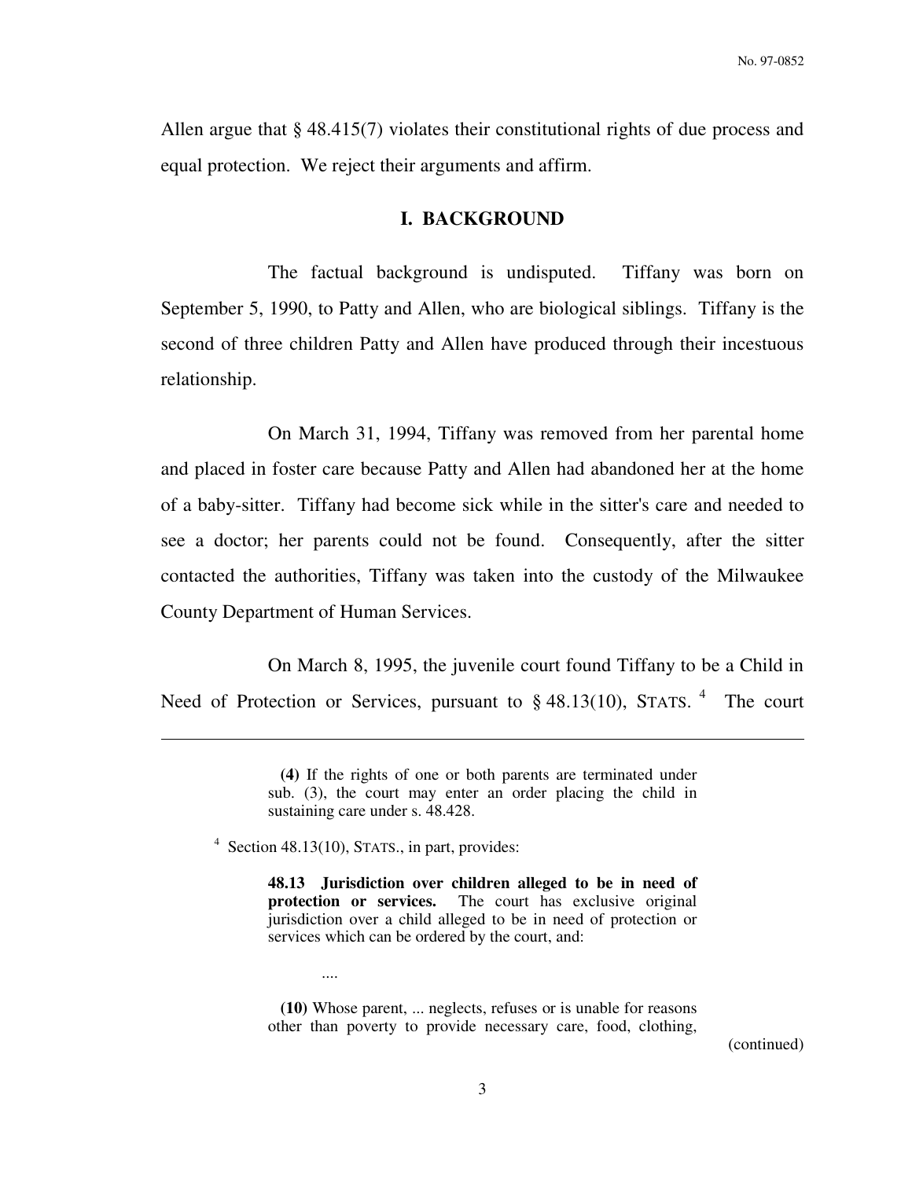Allen argue that § 48.415(7) violates their constitutional rights of due process and equal protection. We reject their arguments and affirm.

## I. BACKGROUND

The factual background is undisputed. Tiffany was born on September 5, 1990, to Patty and Allen, who are biological siblings. Tiffany is the second of three children Patty and Allen have produced through their incestuous relationship.

On March 31, 1994, Tiffany was removed from her parental home and placed in foster care because Patty and Allen had abandoned her at the home of a baby-sitter. Tiffany had become sick while in the sitter's care and needed to see a doctor; her parents could not be found. Consequently, after the sitter contacted the authorities, Tiffany was taken into the custody of the Milwaukee County Department of Human Services.

On March 8, 1995, the juvenile court found Tiffany to be a Child in Need of Protection or Services, pursuant to § 48.13(10), STATS. [4] The court

---

> **(4)** If the rights of one or both parents are terminated under sub. (3), the court may enter an order placing the child in sustaining care under s. 48.428.

[4] Section 48.13(10), STATS., in part, provides:

> **48.13 Jurisdiction over children alleged to be in need of protection or services.** The court has exclusive original jurisdiction over a child alleged to be in need of protection or services which can be ordered by the court, and:
>
> ....
>
> **(10)** Whose parent, ... neglects, refuses or is unable for reasons other than poverty to provide necessary care, food, clothing,

(continued)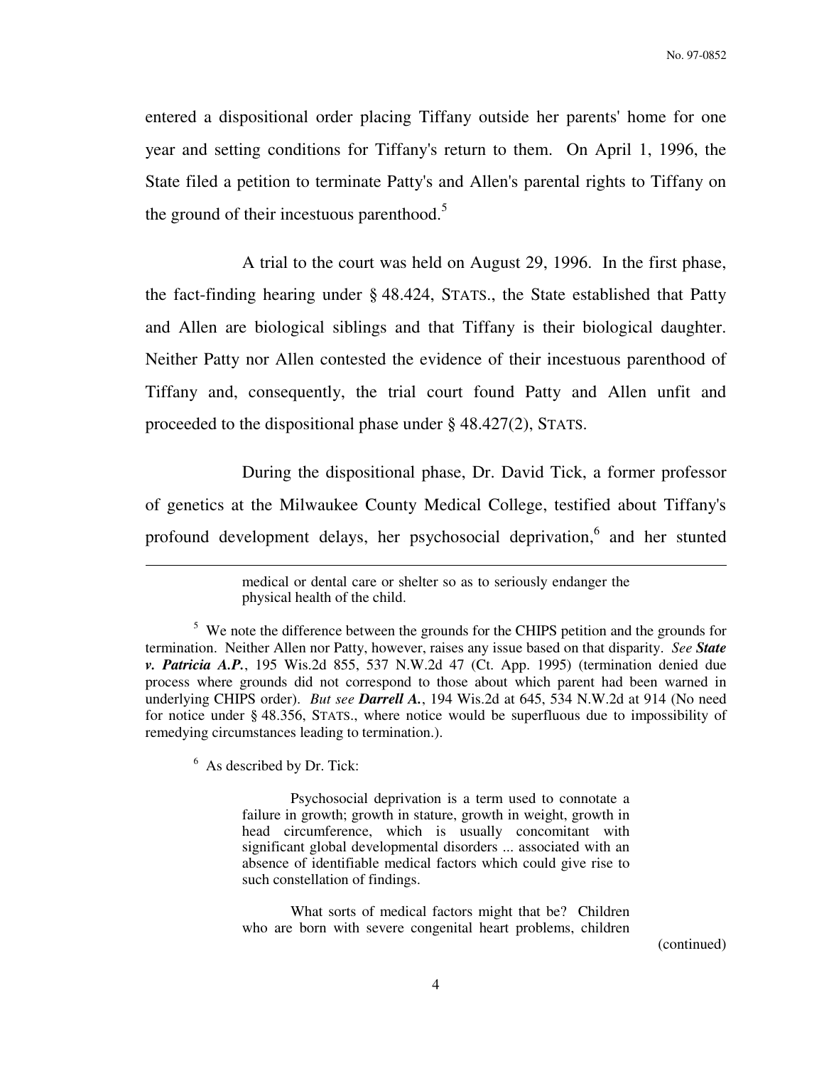entered a dispositional order placing Tiffany outside her parents' home for one year and setting conditions for Tiffany's return to them. On April 1, 1996, the State filed a petition to terminate Patty's and Allen's parental rights to Tiffany on the ground of their incestuous parenthood.[5]

A trial to the court was held on August 29, 1996. In the first phase, the fact-finding hearing under § 48.424, STATS., the State established that Patty and Allen are biological siblings and that Tiffany is their biological daughter. Neither Patty nor Allen contested the evidence of their incestuous parenthood of Tiffany and, consequently, the trial court found Patty and Allen unfit and proceeded to the dispositional phase under § 48.427(2), STATS.

During the dispositional phase, Dr. David Tick, a former professor of genetics at the Milwaukee County Medical College, testified about Tiffany's profound development delays, her psychosocial deprivation,[6] and her stunted

---

> medical or dental care or shelter so as to seriously endanger the physical health of the child.

[5] We note the difference between the grounds for the CHIPS petition and the grounds for termination. Neither Allen nor Patty, however, raises any issue based on that disparity. *See* ***State v. Patricia A.P.***, 195 Wis.2d 855, 537 N.W.2d 47 (Ct. App. 1995) (termination denied due process where grounds did not correspond to those about which parent had been warned in underlying CHIPS order). *But see* ***Darrell A.***, 194 Wis.2d at 645, 534 N.W.2d at 914 (No need for notice under § 48.356, STATS., where notice would be superfluous due to impossibility of remedying circumstances leading to termination.).

[6] As described by Dr. Tick:

> Psychosocial deprivation is a term used to connotate a failure in growth; growth in stature, growth in weight, growth in head circumference, which is usually concomitant with significant global developmental disorders ... associated with an absence of identifiable medical factors which could give rise to such constellation of findings.
>
> What sorts of medical factors might that be? Children who are born with severe congenital heart problems, children

(continued)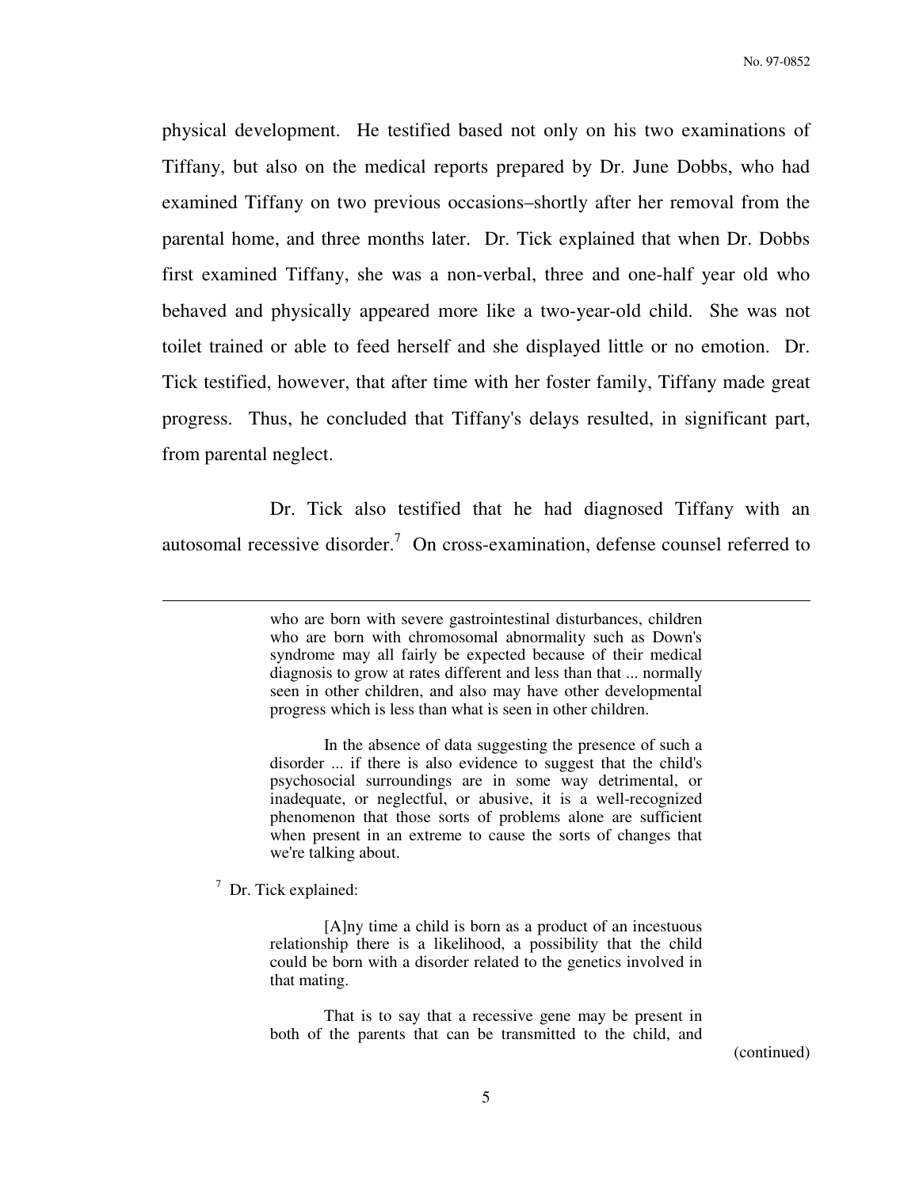physical development. He testified based not only on his two examinations of Tiffany, but also on the medical reports prepared by Dr. June Dobbs, who had examined Tiffany on two previous occasions–shortly after her removal from the parental home, and three months later. Dr. Tick explained that when Dr. Dobbs first examined Tiffany, she was a non-verbal, three and one-half year old who behaved and physically appeared more like a two-year-old child. She was not toilet trained or able to feed herself and she displayed little or no emotion. Dr. Tick testified, however, that after time with her foster family, Tiffany made great progress. Thus, he concluded that Tiffany's delays resulted, in significant part, from parental neglect.

Dr. Tick also testified that he had diagnosed Tiffany with an autosomal recessive disorder.[7] On cross-examination, defense counsel referred to

---

> who are born with severe gastrointestinal disturbances, children who are born with chromosomal abnormality such as Down's syndrome may all fairly be expected because of their medical diagnosis to grow at rates different and less than that ... normally seen in other children, and also may have other developmental progress which is less than what is seen in other children.
>
> In the absence of data suggesting the presence of such a disorder ... if there is also evidence to suggest that the child's psychosocial surroundings are in some way detrimental, or inadequate, or neglectful, or abusive, it is a well-recognized phenomenon that those sorts of problems alone are sufficient when present in an extreme to cause the sorts of changes that we're talking about.

[7] Dr. Tick explained:

> [A]ny time a child is born as a product of an incestuous relationship there is a likelihood, a possibility that the child could be born with a disorder related to the genetics involved in that mating.
>
> That is to say that a recessive gene may be present in both of the parents that can be transmitted to the child, and

(continued)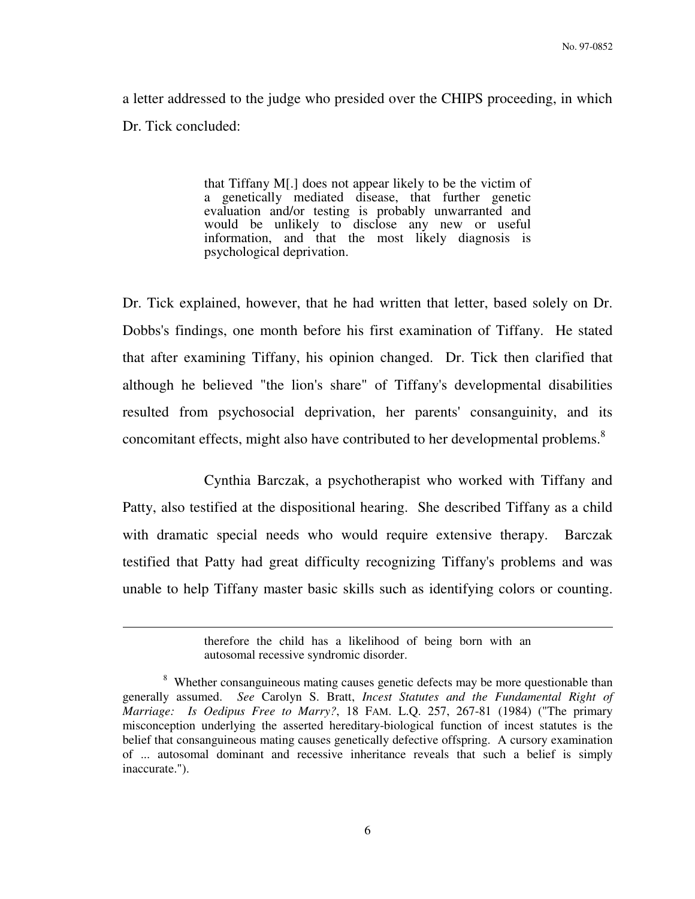a letter addressed to the judge who presided over the CHIPS proceeding, in which Dr. Tick concluded:

> that Tiffany M[.] does not appear likely to be the victim of a genetically mediated disease, that further genetic evaluation and/or testing is probably unwarranted and would be unlikely to disclose any new or useful information, and that the most likely diagnosis is psychological deprivation.

Dr. Tick explained, however, that he had written that letter, based solely on Dr. Dobbs's findings, one month before his first examination of Tiffany. He stated that after examining Tiffany, his opinion changed. Dr. Tick then clarified that although he believed "the lion's share" of Tiffany's developmental disabilities resulted from psychosocial deprivation, her parents' consanguinity, and its concomitant effects, might also have contributed to her developmental problems.[8]

Cynthia Barczak, a psychotherapist who worked with Tiffany and Patty, also testified at the dispositional hearing. She described Tiffany as a child with dramatic special needs who would require extensive therapy. Barczak testified that Patty had great difficulty recognizing Tiffany's problems and was unable to help Tiffany master basic skills such as identifying colors or counting.

---

> therefore the child has a likelihood of being born with an autosomal recessive syndromic disorder.

[8] Whether consanguineous mating causes genetic defects may be more questionable than generally assumed. *See* Carolyn S. Bratt, *Incest Statutes and the Fundamental Right of Marriage: Is Oedipus Free to Marry?*, 18 FAM. L.Q. 257, 267-81 (1984) ("The primary misconception underlying the asserted hereditary-biological function of incest statutes is the belief that consanguineous mating causes genetically defective offspring. A cursory examination of ... autosomal dominant and recessive inheritance reveals that such a belief is simply inaccurate.").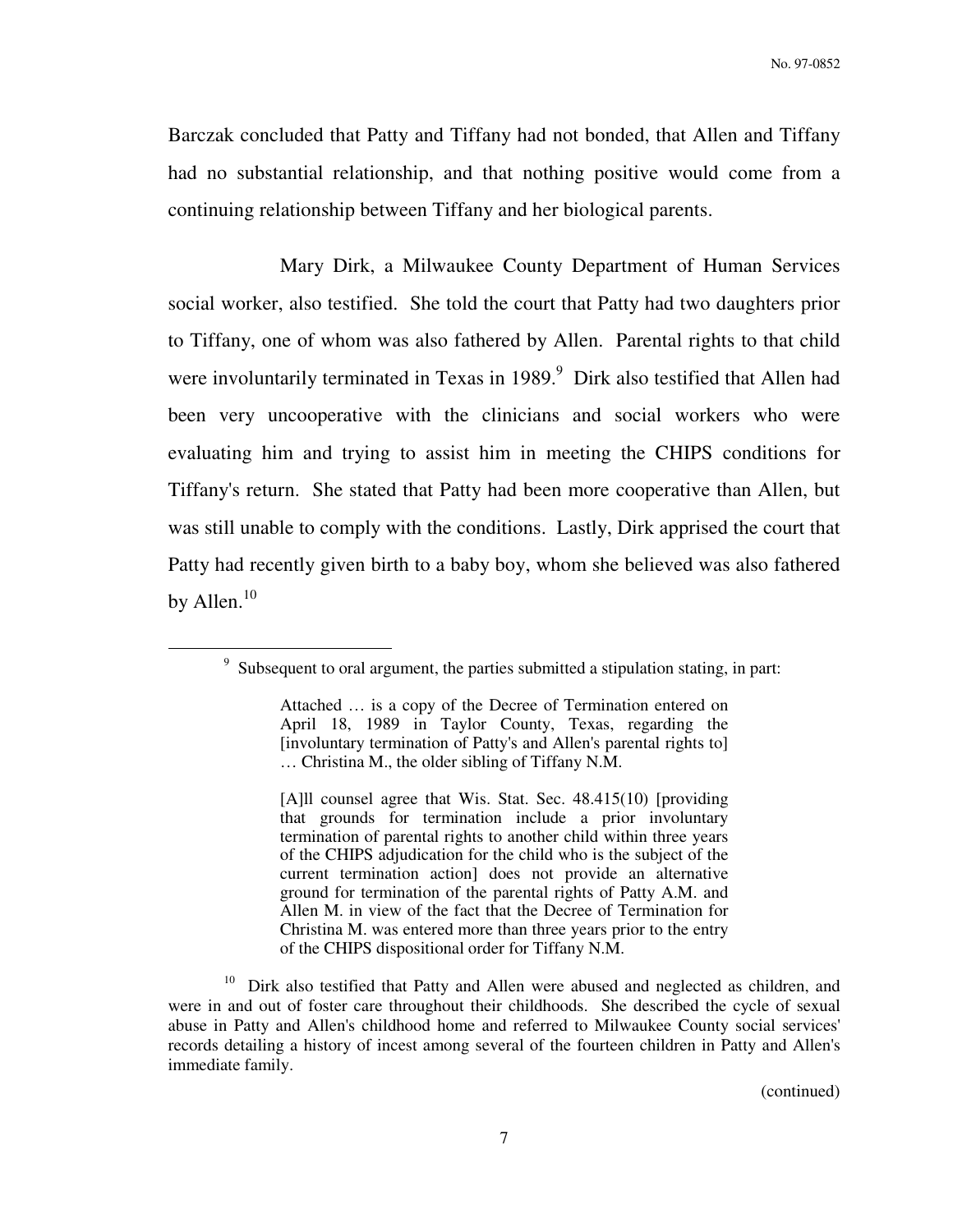Barczak concluded that Patty and Tiffany had not bonded, that Allen and Tiffany had no substantial relationship, and that nothing positive would come from a continuing relationship between Tiffany and her biological parents.

Mary Dirk, a Milwaukee County Department of Human Services social worker, also testified. She told the court that Patty had two daughters prior to Tiffany, one of whom was also fathered by Allen. Parental rights to that child were involuntarily terminated in Texas in 1989.[9] Dirk also testified that Allen had been very uncooperative with the clinicians and social workers who were evaluating him and trying to assist him in meeting the CHIPS conditions for Tiffany's return. She stated that Patty had been more cooperative than Allen, but was still unable to comply with the conditions. Lastly, Dirk apprised the court that Patty had recently given birth to a baby boy, whom she believed was also fathered by Allen.[10]

---

[9] Subsequent to oral argument, the parties submitted a stipulation stating, in part:

> Attached … is a copy of the Decree of Termination entered on April 18, 1989 in Taylor County, Texas, regarding the [involuntary termination of Patty's and Allen's parental rights to] … Christina M., the older sibling of Tiffany N.M.
>
> [A]ll counsel agree that Wis. Stat. Sec. 48.415(10) [providing that grounds for termination include a prior involuntary termination of parental rights to another child within three years of the CHIPS adjudication for the child who is the subject of the current termination action] does not provide an alternative ground for termination of the parental rights of Patty A.M. and Allen M. in view of the fact that the Decree of Termination for Christina M. was entered more than three years prior to the entry of the CHIPS dispositional order for Tiffany N.M.

[10] Dirk also testified that Patty and Allen were abused and neglected as children, and were in and out of foster care throughout their childhoods. She described the cycle of sexual abuse in Patty and Allen's childhood home and referred to Milwaukee County social services' records detailing a history of incest among several of the fourteen children in Patty and Allen's immediate family.

(continued)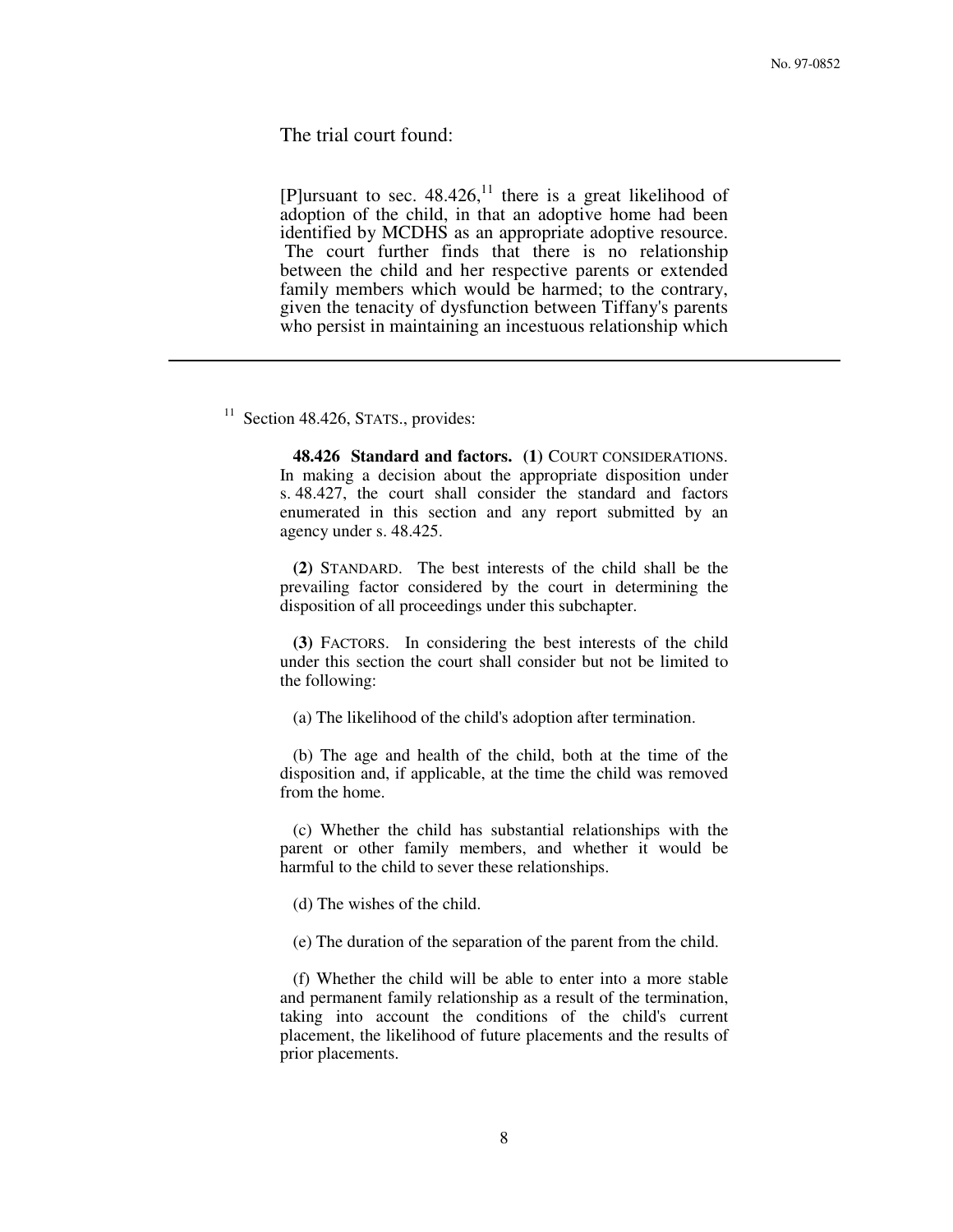The trial court found:

> [P]ursuant to sec. 48.426,[11] there is a great likelihood of adoption of the child, in that an adoptive home had been identified by MCDHS as an appropriate adoptive resource. The court further finds that there is no relationship between the child and her respective parents or extended family members which would be harmed; to the contrary, given the tenacity of dysfunction between Tiffany's parents who persist in maintaining an incestuous relationship which

---

[11] Section 48.426, STATS., provides:

> **48.426 Standard and factors.** **(1)** COURT CONSIDERATIONS. In making a decision about the appropriate disposition under s. 48.427, the court shall consider the standard and factors enumerated in this section and any report submitted by an agency under s. 48.425.
>
> **(2)** STANDARD. The best interests of the child shall be the prevailing factor considered by the court in determining the disposition of all proceedings under this subchapter.
>
> **(3)** FACTORS. In considering the best interests of the child under this section the court shall consider but not be limited to the following:
>
> (a) The likelihood of the child's adoption after termination.
>
> (b) The age and health of the child, both at the time of the disposition and, if applicable, at the time the child was removed from the home.
>
> (c) Whether the child has substantial relationships with the parent or other family members, and whether it would be harmful to the child to sever these relationships.
>
> (d) The wishes of the child.
>
> (e) The duration of the separation of the parent from the child.
>
> (f) Whether the child will be able to enter into a more stable and permanent family relationship as a result of the termination, taking into account the conditions of the child's current placement, the likelihood of future placements and the results of prior placements.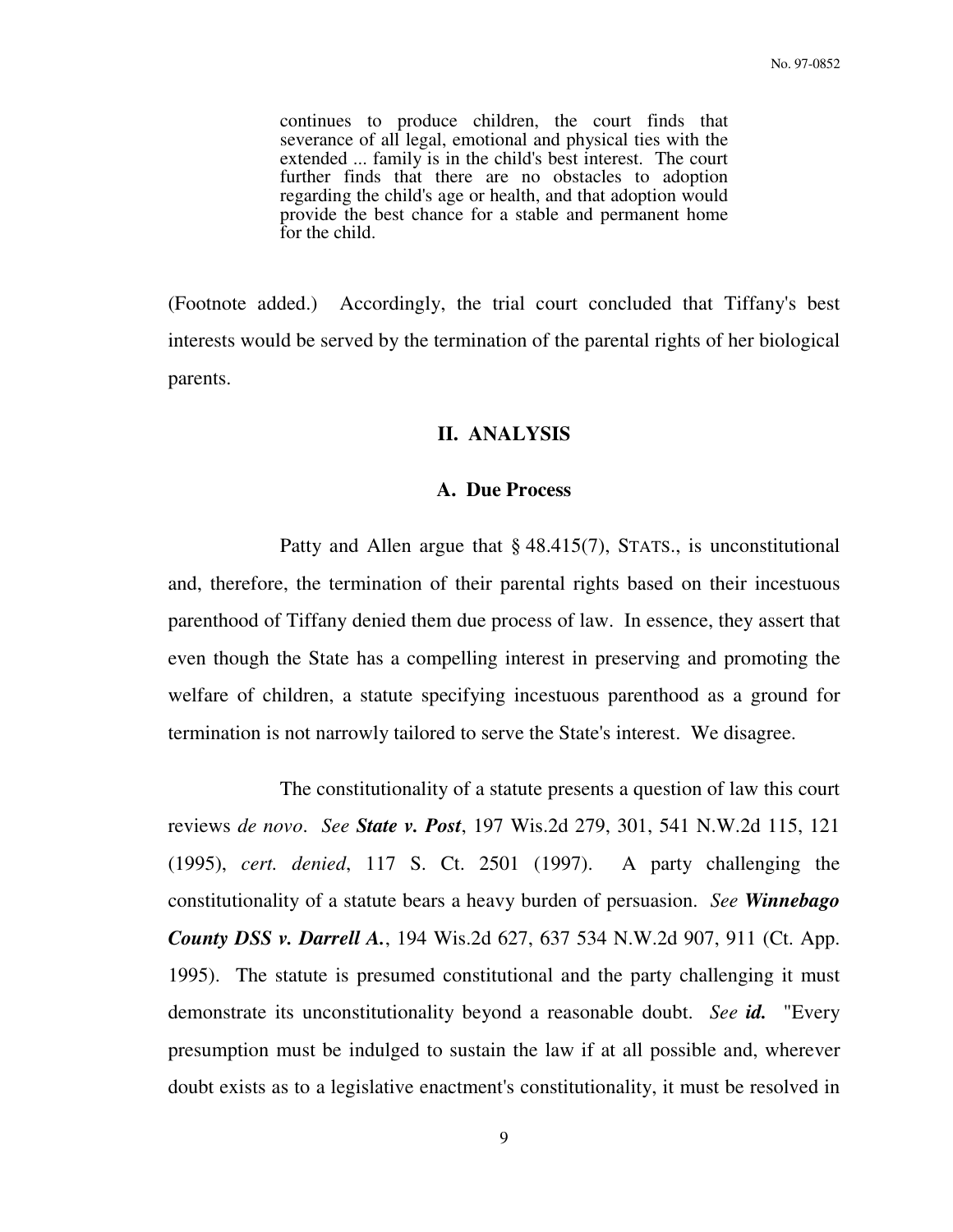> continues to produce children, the court finds that severance of all legal, emotional and physical ties with the extended ... family is in the child's best interest. The court further finds that there are no obstacles to adoption regarding the child's age or health, and that adoption would provide the best chance for a stable and permanent home for the child.

(Footnote added.) Accordingly, the trial court concluded that Tiffany's best interests would be served by the termination of the parental rights of her biological parents.

## II. ANALYSIS

### A. Due Process

Patty and Allen argue that § 48.415(7), STATS., is unconstitutional and, therefore, the termination of their parental rights based on their incestuous parenthood of Tiffany denied them due process of law. In essence, they assert that even though the State has a compelling interest in preserving and promoting the welfare of children, a statute specifying incestuous parenthood as a ground for termination is not narrowly tailored to serve the State's interest. We disagree.

The constitutionality of a statute presents a question of law this court reviews *de novo*. *See* ***State v. Post***, 197 Wis.2d 279, 301, 541 N.W.2d 115, 121 (1995), *cert. denied*, 117 S. Ct. 2501 (1997). A party challenging the constitutionality of a statute bears a heavy burden of persuasion. *See* ***Winnebago County DSS v. Darrell A.***, 194 Wis.2d 627, 637 534 N.W.2d 907, 911 (Ct. App. 1995). The statute is presumed constitutional and the party challenging it must demonstrate its unconstitutionality beyond a reasonable doubt. *See* ***id.*** "Every presumption must be indulged to sustain the law if at all possible and, wherever doubt exists as to a legislative enactment's constitutionality, it must be resolved in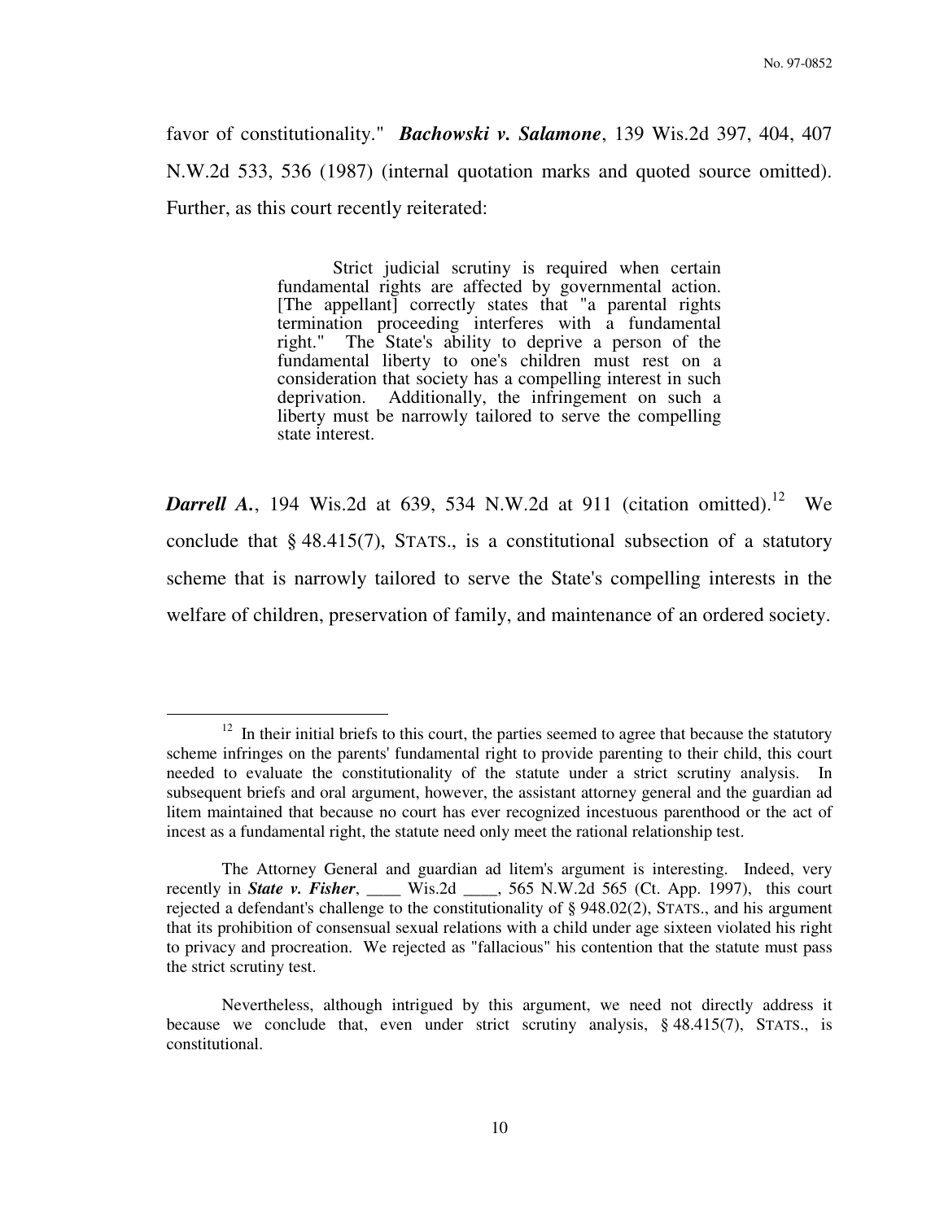favor of constitutionality." ***Bachowski v. Salamone***, 139 Wis.2d 397, 404, 407 N.W.2d 533, 536 (1987) (internal quotation marks and quoted source omitted). Further, as this court recently reiterated:

> Strict judicial scrutiny is required when certain fundamental rights are affected by governmental action. [The appellant] correctly states that "a parental rights termination proceeding interferes with a fundamental right." The State's ability to deprive a person of the fundamental liberty to one's children must rest on a consideration that society has a compelling interest in such deprivation. Additionally, the infringement on such a liberty must be narrowly tailored to serve the compelling state interest.

***Darrell A.***, 194 Wis.2d at 639, 534 N.W.2d at 911 (citation omitted).[12] We conclude that § 48.415(7), STATS., is a constitutional subsection of a statutory scheme that is narrowly tailored to serve the State's compelling interests in the welfare of children, preservation of family, and maintenance of an ordered society.

---

[12] In their initial briefs to this court, the parties seemed to agree that because the statutory scheme infringes on the parents' fundamental right to provide parenting to their child, this court needed to evaluate the constitutionality of the statute under a strict scrutiny analysis. In subsequent briefs and oral argument, however, the assistant attorney general and the guardian ad litem maintained that because no court has ever recognized incestuous parenthood or the act of incest as a fundamental right, the statute need only meet the rational relationship test.

The Attorney General and guardian ad litem's argument is interesting. Indeed, very recently in ***State v. Fisher***, ____ Wis.2d ____, 565 N.W.2d 565 (Ct. App. 1997), this court rejected a defendant's challenge to the constitutionality of § 948.02(2), STATS., and his argument that its prohibition of consensual sexual relations with a child under age sixteen violated his right to privacy and procreation. We rejected as "fallacious" his contention that the statute must pass the strict scrutiny test.

Nevertheless, although intrigued by this argument, we need not directly address it because we conclude that, even under strict scrutiny analysis, § 48.415(7), STATS., is constitutional.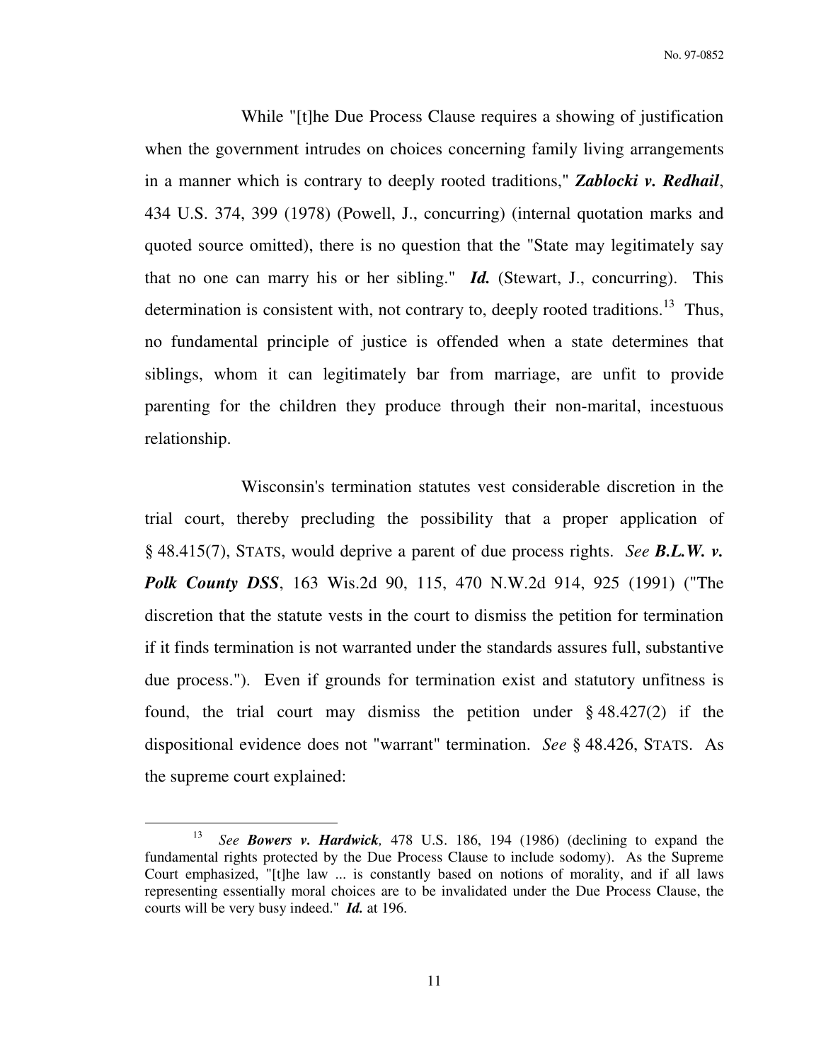While "[t]he Due Process Clause requires a showing of justification when the government intrudes on choices concerning family living arrangements in a manner which is contrary to deeply rooted traditions," ***Zablocki v. Redhail***, 434 U.S. 374, 399 (1978) (Powell, J., concurring) (internal quotation marks and quoted source omitted), there is no question that the "State may legitimately say that no one can marry his or her sibling." ***Id.*** (Stewart, J., concurring). This determination is consistent with, not contrary to, deeply rooted traditions.[13] Thus, no fundamental principle of justice is offended when a state determines that siblings, whom it can legitimately bar from marriage, are unfit to provide parenting for the children they produce through their non-marital, incestuous relationship.

Wisconsin's termination statutes vest considerable discretion in the trial court, thereby precluding the possibility that a proper application of § 48.415(7), STATS, would deprive a parent of due process rights. *See* ***B.L.W. v. Polk County DSS***, 163 Wis.2d 90, 115, 470 N.W.2d 914, 925 (1991) ("The discretion that the statute vests in the court to dismiss the petition for termination if it finds termination is not warranted under the standards assures full, substantive due process."). Even if grounds for termination exist and statutory unfitness is found, the trial court may dismiss the petition under § 48.427(2) if the dispositional evidence does not "warrant" termination. *See* § 48.426, STATS. As the supreme court explained:

---

[13] *See* ***Bowers v. Hardwick,*** 478 U.S. 186, 194 (1986) (declining to expand the fundamental rights protected by the Due Process Clause to include sodomy). As the Supreme Court emphasized, "[t]he law ... is constantly based on notions of morality, and if all laws representing essentially moral choices are to be invalidated under the Due Process Clause, the courts will be very busy indeed." ***Id.*** at 196.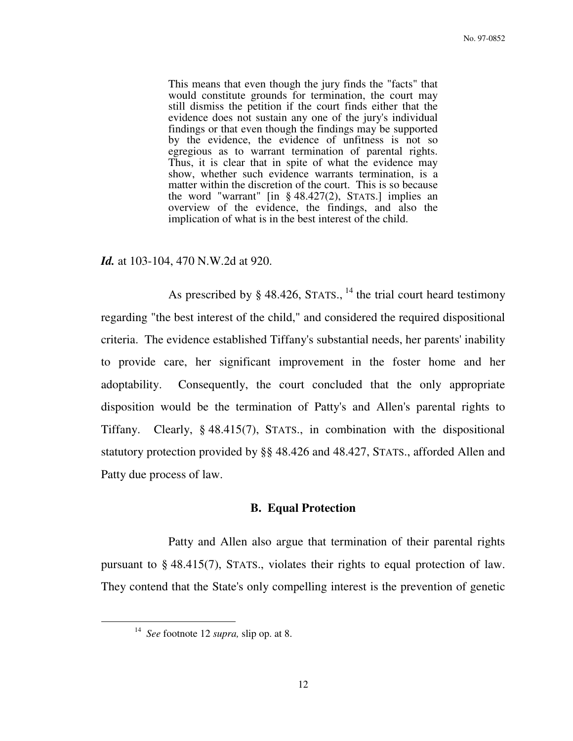> This means that even though the jury finds the "facts" that would constitute grounds for termination, the court may still dismiss the petition if the court finds either that the evidence does not sustain any one of the jury's individual findings or that even though the findings may be supported by the evidence, the evidence of unfitness is not so egregious as to warrant termination of parental rights. Thus, it is clear that in spite of what the evidence may show, whether such evidence warrants termination, is a matter within the discretion of the court. This is so because the word "warrant" [in § 48.427(2), STATS.] implies an overview of the evidence, the findings, and also the implication of what is in the best interest of the child.

***Id.*** at 103-104, 470 N.W.2d at 920.

As prescribed by § 48.426, STATS.,[14] the trial court heard testimony regarding "the best interest of the child," and considered the required dispositional criteria. The evidence established Tiffany's substantial needs, her parents' inability to provide care, her significant improvement in the foster home and her adoptability. Consequently, the court concluded that the only appropriate disposition would be the termination of Patty's and Allen's parental rights to Tiffany. Clearly, § 48.415(7), STATS., in combination with the dispositional statutory protection provided by §§ 48.426 and 48.427, STATS., afforded Allen and Patty due process of law.

### B. Equal Protection

Patty and Allen also argue that termination of their parental rights pursuant to § 48.415(7), STATS., violates their rights to equal protection of law. They contend that the State's only compelling interest is the prevention of genetic

---

[14] *See* footnote 12 *supra,* slip op. at 8.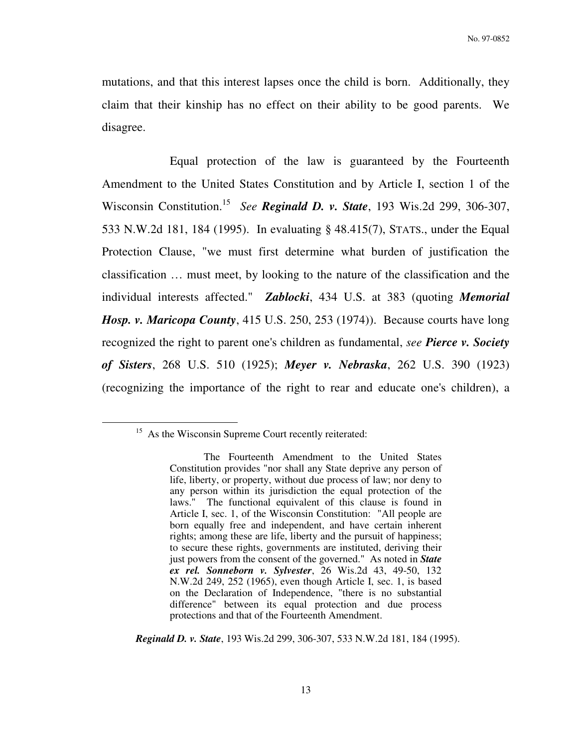mutations, and that this interest lapses once the child is born. Additionally, they claim that their kinship has no effect on their ability to be good parents. We disagree.

Equal protection of the law is guaranteed by the Fourteenth Amendment to the United States Constitution and by Article I, section 1 of the Wisconsin Constitution.[15] *See* ***Reginald D. v. State***, 193 Wis.2d 299, 306-307, 533 N.W.2d 181, 184 (1995). In evaluating § 48.415(7), STATS., under the Equal Protection Clause, "we must first determine what burden of justification the classification … must meet, by looking to the nature of the classification and the individual interests affected." ***Zablocki***, 434 U.S. at 383 (quoting ***Memorial Hosp. v. Maricopa County***, 415 U.S. 250, 253 (1974)). Because courts have long recognized the right to parent one's children as fundamental, *see* ***Pierce v. Society of Sisters***, 268 U.S. 510 (1925); ***Meyer v. Nebraska***, 262 U.S. 390 (1923) (recognizing the importance of the right to rear and educate one's children), a

---

[15] As the Wisconsin Supreme Court recently reiterated:

> The Fourteenth Amendment to the United States Constitution provides "nor shall any State deprive any person of life, liberty, or property, without due process of law; nor deny to any person within its jurisdiction the equal protection of the laws." The functional equivalent of this clause is found in Article I, sec. 1, of the Wisconsin Constitution: "All people are born equally free and independent, and have certain inherent rights; among these are life, liberty and the pursuit of happiness; to secure these rights, governments are instituted, deriving their just powers from the consent of the governed." As noted in ***State ex rel. Sonneborn v. Sylvester***, 26 Wis.2d 43, 49-50, 132 N.W.2d 249, 252 (1965), even though Article I, sec. 1, is based on the Declaration of Independence, "there is no substantial difference" between its equal protection and due process protections and that of the Fourteenth Amendment.

***Reginald D. v. State***, 193 Wis.2d 299, 306-307, 533 N.W.2d 181, 184 (1995).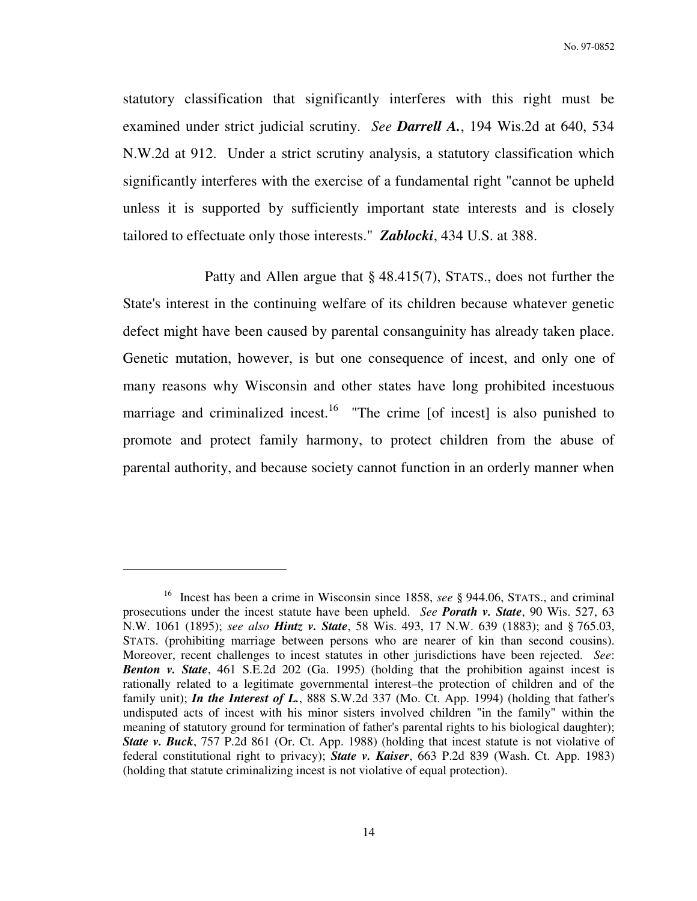statutory classification that significantly interferes with this right must be examined under strict judicial scrutiny. *See* ***Darrell A.***, 194 Wis.2d at 640, 534 N.W.2d at 912. Under a strict scrutiny analysis, a statutory classification which significantly interferes with the exercise of a fundamental right "cannot be upheld unless it is supported by sufficiently important state interests and is closely tailored to effectuate only those interests." ***Zablocki***, 434 U.S. at 388.

Patty and Allen argue that § 48.415(7), STATS., does not further the State's interest in the continuing welfare of its children because whatever genetic defect might have been caused by parental consanguinity has already taken place. Genetic mutation, however, is but one consequence of incest, and only one of many reasons why Wisconsin and other states have long prohibited incestuous marriage and criminalized incest.[16] "The crime [of incest] is also punished to promote and protect family harmony, to protect children from the abuse of parental authority, and because society cannot function in an orderly manner when

---

[16] Incest has been a crime in Wisconsin since 1858, *see* § 944.06, STATS., and criminal prosecutions under the incest statute have been upheld. *See* ***Porath v. State***, 90 Wis. 527, 63 N.W. 1061 (1895); *see also* ***Hintz v. State***, 58 Wis. 493, 17 N.W. 639 (1883); and § 765.03, STATS. (prohibiting marriage between persons who are nearer of kin than second cousins). Moreover, recent challenges to incest statutes in other jurisdictions have been rejected. *See*: ***Benton v. State***, 461 S.E.2d 202 (Ga. 1995) (holding that the prohibition against incest is rationally related to a legitimate governmental interest–the protection of children and of the family unit); ***In the Interest of L.***, 888 S.W.2d 337 (Mo. Ct. App. 1994) (holding that father's undisputed acts of incest with his minor sisters involved children "in the family" within the meaning of statutory ground for termination of father's parental rights to his biological daughter); ***State v. Buck***, 757 P.2d 861 (Or. Ct. App. 1988) (holding that incest statute is not violative of federal constitutional right to privacy); ***State v. Kaiser***, 663 P.2d 839 (Wash. Ct. App. 1983) (holding that statute criminalizing incest is not violative of equal protection).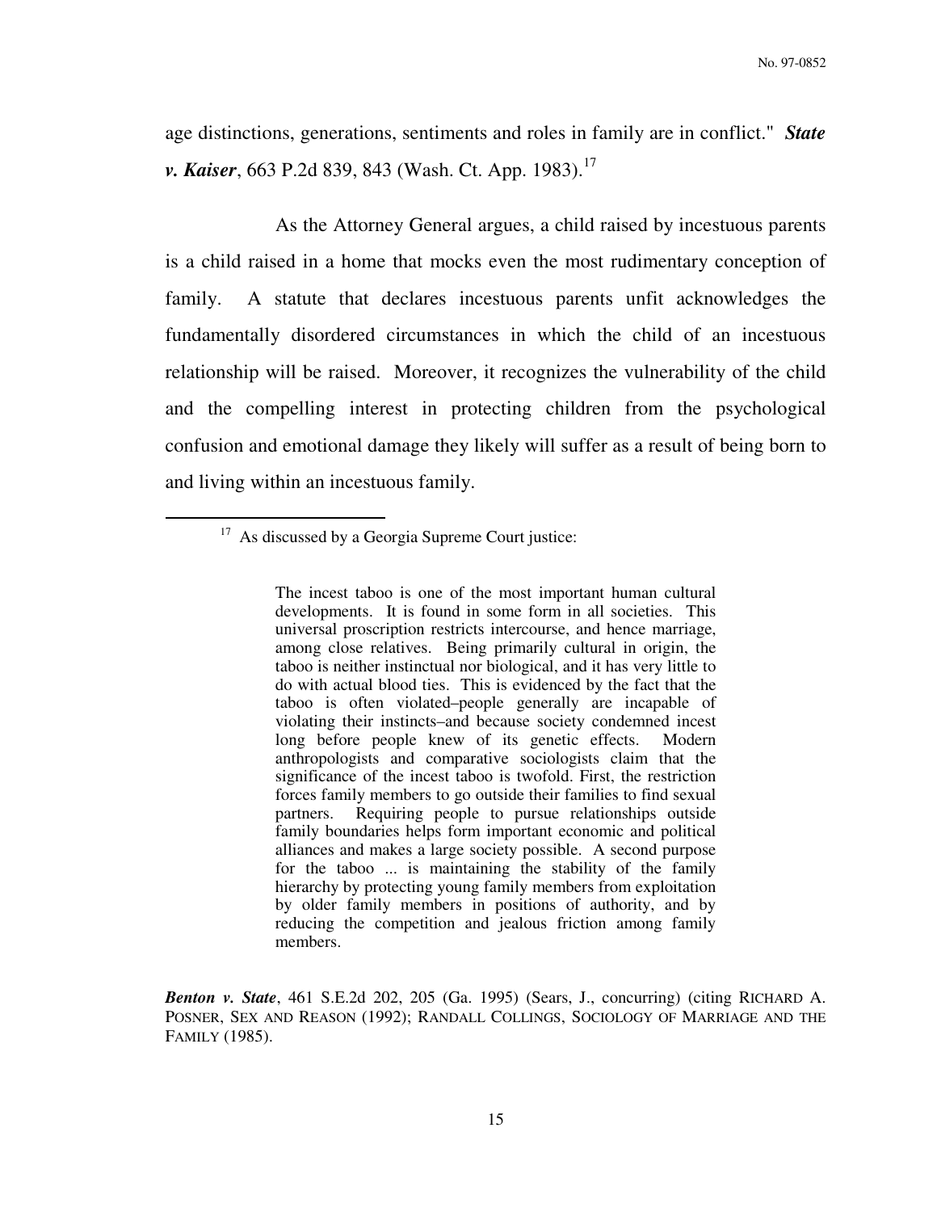age distinctions, generations, sentiments and roles in family are in conflict." ***State v. Kaiser***, 663 P.2d 839, 843 (Wash. Ct. App. 1983).[17]

As the Attorney General argues, a child raised by incestuous parents is a child raised in a home that mocks even the most rudimentary conception of family. A statute that declares incestuous parents unfit acknowledges the fundamentally disordered circumstances in which the child of an incestuous relationship will be raised. Moreover, it recognizes the vulnerability of the child and the compelling interest in protecting children from the psychological confusion and emotional damage they likely will suffer as a result of being born to and living within an incestuous family.

---

[17] As discussed by a Georgia Supreme Court justice:

> The incest taboo is one of the most important human cultural developments. It is found in some form in all societies. This universal proscription restricts intercourse, and hence marriage, among close relatives. Being primarily cultural in origin, the taboo is neither instinctual nor biological, and it has very little to do with actual blood ties. This is evidenced by the fact that the taboo is often violated–people generally are incapable of violating their instincts–and because society condemned incest long before people knew of its genetic effects. Modern anthropologists and comparative sociologists claim that the significance of the incest taboo is twofold. First, the restriction forces family members to go outside their families to find sexual partners. Requiring people to pursue relationships outside family boundaries helps form important economic and political alliances and makes a large society possible. A second purpose for the taboo ... is maintaining the stability of the family hierarchy by protecting young family members from exploitation by older family members in positions of authority, and by reducing the competition and jealous friction among family members.

***Benton v. State***, 461 S.E.2d 202, 205 (Ga. 1995) (Sears, J., concurring) (citing RICHARD A. POSNER, SEX AND REASON (1992); RANDALL COLLINGS, SOCIOLOGY OF MARRIAGE AND THE FAMILY (1985).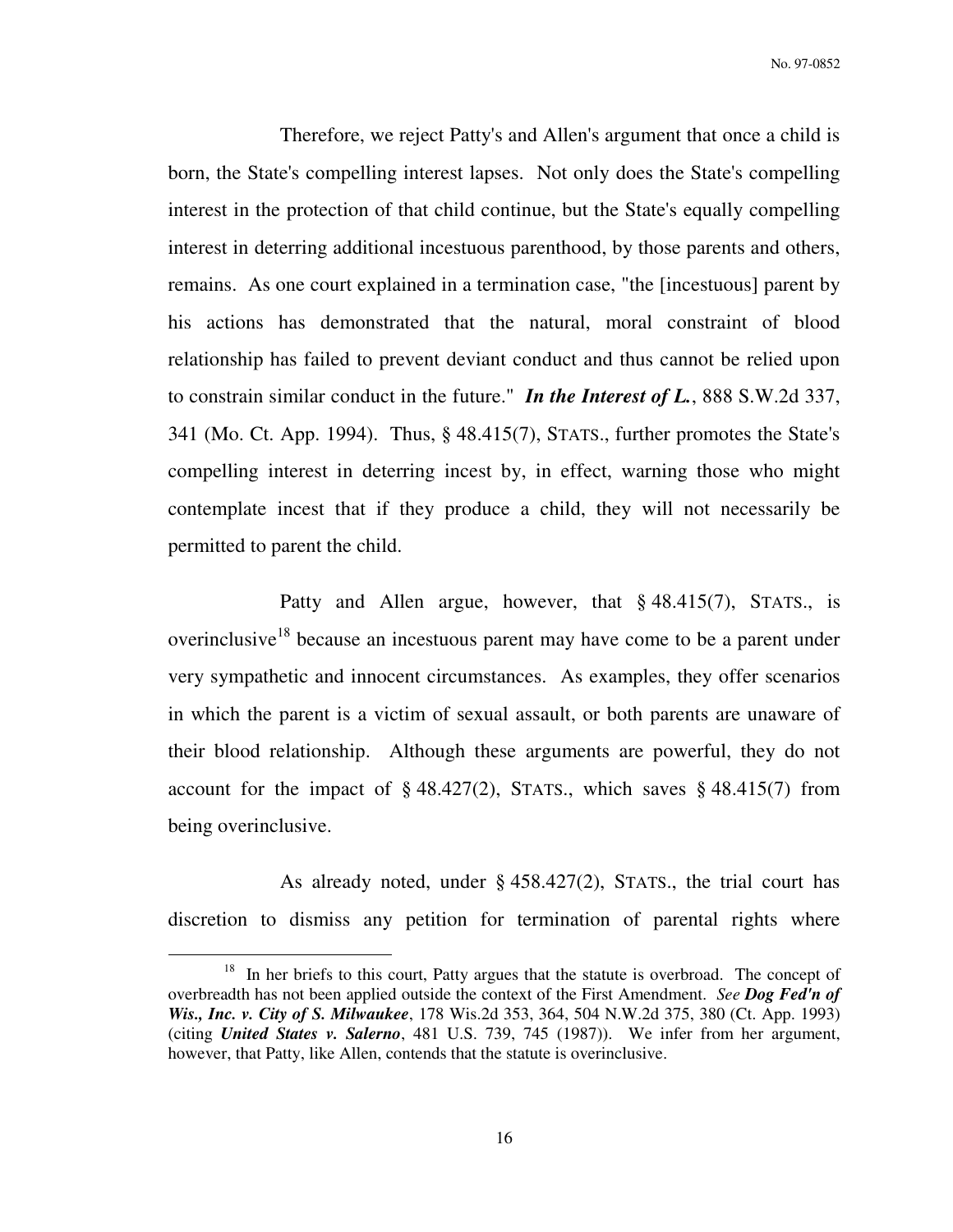Therefore, we reject Patty's and Allen's argument that once a child is born, the State's compelling interest lapses. Not only does the State's compelling interest in the protection of that child continue, but the State's equally compelling interest in deterring additional incestuous parenthood, by those parents and others, remains. As one court explained in a termination case, "the [incestuous] parent by his actions has demonstrated that the natural, moral constraint of blood relationship has failed to prevent deviant conduct and thus cannot be relied upon to constrain similar conduct in the future." ***In the Interest of L.***, 888 S.W.2d 337, 341 (Mo. Ct. App. 1994). Thus, § 48.415(7), STATS., further promotes the State's compelling interest in deterring incest by, in effect, warning those who might contemplate incest that if they produce a child, they will not necessarily be permitted to parent the child.

Patty and Allen argue, however, that § 48.415(7), STATS., is overinclusive[18] because an incestuous parent may have come to be a parent under very sympathetic and innocent circumstances. As examples, they offer scenarios in which the parent is a victim of sexual assault, or both parents are unaware of their blood relationship. Although these arguments are powerful, they do not account for the impact of § 48.427(2), STATS., which saves § 48.415(7) from being overinclusive.

As already noted, under § 458.427(2), STATS., the trial court has discretion to dismiss any petition for termination of parental rights where

---

[18] In her briefs to this court, Patty argues that the statute is overbroad. The concept of overbreadth has not been applied outside the context of the First Amendment. *See* ***Dog Fed'n of Wis., Inc. v. City of S. Milwaukee***, 178 Wis.2d 353, 364, 504 N.W.2d 375, 380 (Ct. App. 1993) (citing ***United States v. Salerno***, 481 U.S. 739, 745 (1987)). We infer from her argument, however, that Patty, like Allen, contends that the statute is overinclusive.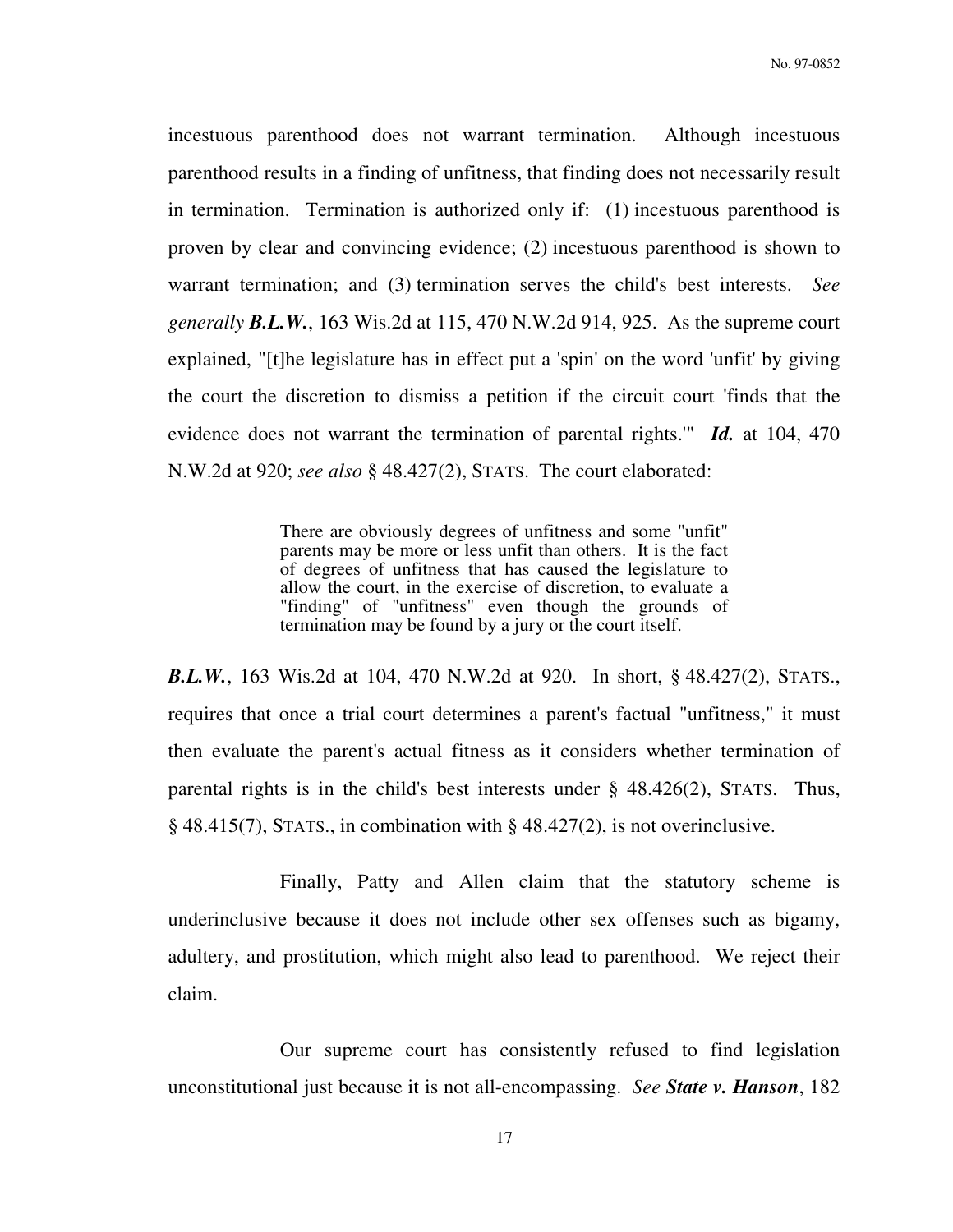incestuous parenthood does not warrant termination. Although incestuous parenthood results in a finding of unfitness, that finding does not necessarily result in termination. Termination is authorized only if: (1) incestuous parenthood is proven by clear and convincing evidence; (2) incestuous parenthood is shown to warrant termination; and (3) termination serves the child's best interests. *See generally* ***B.L.W.***, 163 Wis.2d at 115, 470 N.W.2d 914, 925. As the supreme court explained, "[t]he legislature has in effect put a 'spin' on the word 'unfit' by giving the court the discretion to dismiss a petition if the circuit court 'finds that the evidence does not warrant the termination of parental rights.'" ***Id.*** at 104, 470 N.W.2d at 920; *see also* § 48.427(2), STATS. The court elaborated:

> There are obviously degrees of unfitness and some "unfit" parents may be more or less unfit than others. It is the fact of degrees of unfitness that has caused the legislature to allow the court, in the exercise of discretion, to evaluate a "finding" of "unfitness" even though the grounds of termination may be found by a jury or the court itself.

***B.L.W.***, 163 Wis.2d at 104, 470 N.W.2d at 920. In short, § 48.427(2), STATS., requires that once a trial court determines a parent's factual "unfitness," it must then evaluate the parent's actual fitness as it considers whether termination of parental rights is in the child's best interests under § 48.426(2), STATS. Thus, § 48.415(7), STATS., in combination with § 48.427(2), is not overinclusive.

Finally, Patty and Allen claim that the statutory scheme is underinclusive because it does not include other sex offenses such as bigamy, adultery, and prostitution, which might also lead to parenthood. We reject their claim.

Our supreme court has consistently refused to find legislation unconstitutional just because it is not all-encompassing. *See* ***State v. Hanson***, 182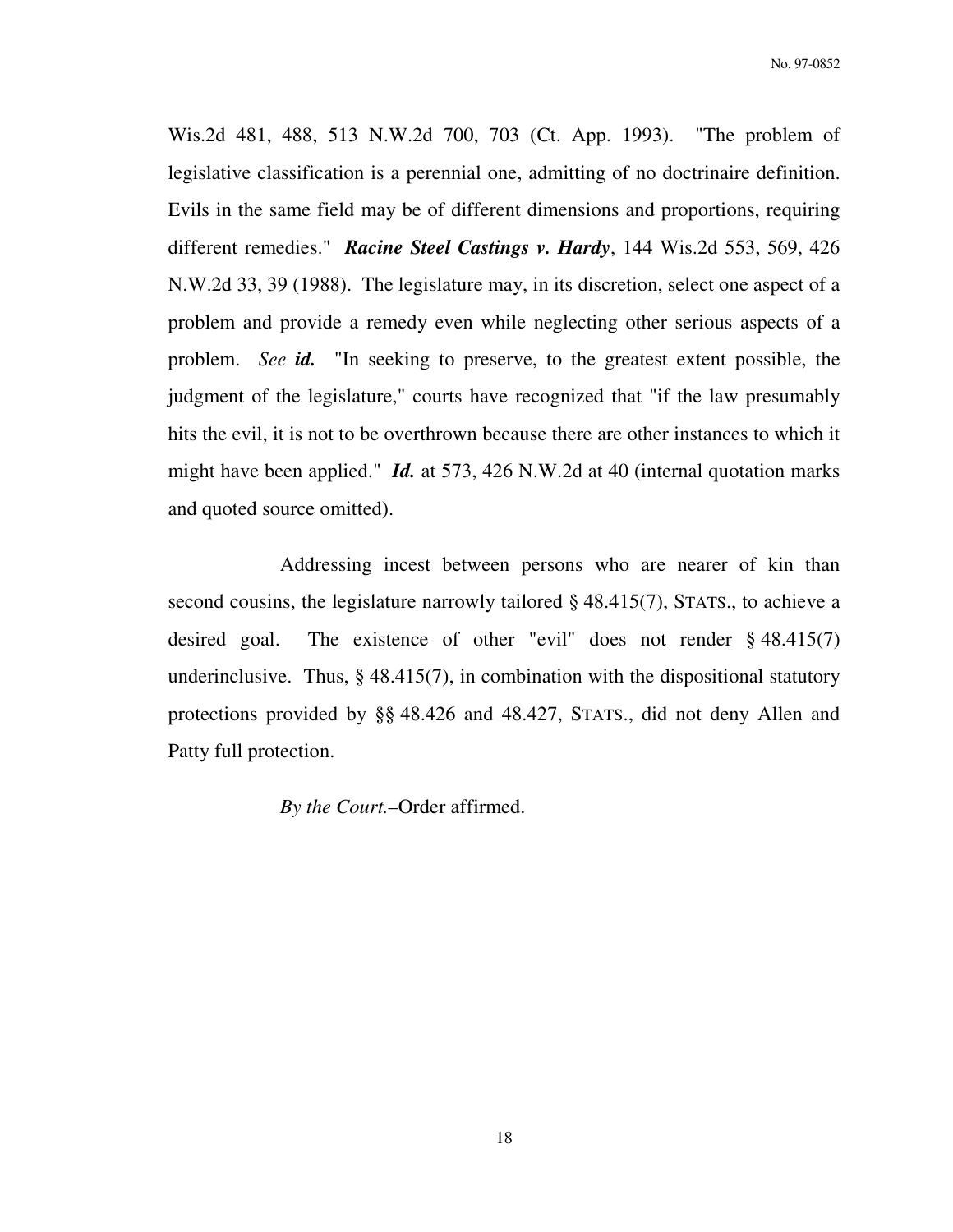Wis.2d 481, 488, 513 N.W.2d 700, 703 (Ct. App. 1993). "The problem of legislative classification is a perennial one, admitting of no doctrinaire definition. Evils in the same field may be of different dimensions and proportions, requiring different remedies." ***Racine Steel Castings v. Hardy***, 144 Wis.2d 553, 569, 426 N.W.2d 33, 39 (1988). The legislature may, in its discretion, select one aspect of a problem and provide a remedy even while neglecting other serious aspects of a problem. *See* ***id.*** "In seeking to preserve, to the greatest extent possible, the judgment of the legislature," courts have recognized that "if the law presumably hits the evil, it is not to be overthrown because there are other instances to which it might have been applied." ***Id.*** at 573, 426 N.W.2d at 40 (internal quotation marks and quoted source omitted).

Addressing incest between persons who are nearer of kin than second cousins, the legislature narrowly tailored § 48.415(7), STATS., to achieve a desired goal. The existence of other "evil" does not render § 48.415(7) underinclusive. Thus, § 48.415(7), in combination with the dispositional statutory protections provided by §§ 48.426 and 48.427, STATS., did not deny Allen and Patty full protection.

*By the Court.*–Order affirmed.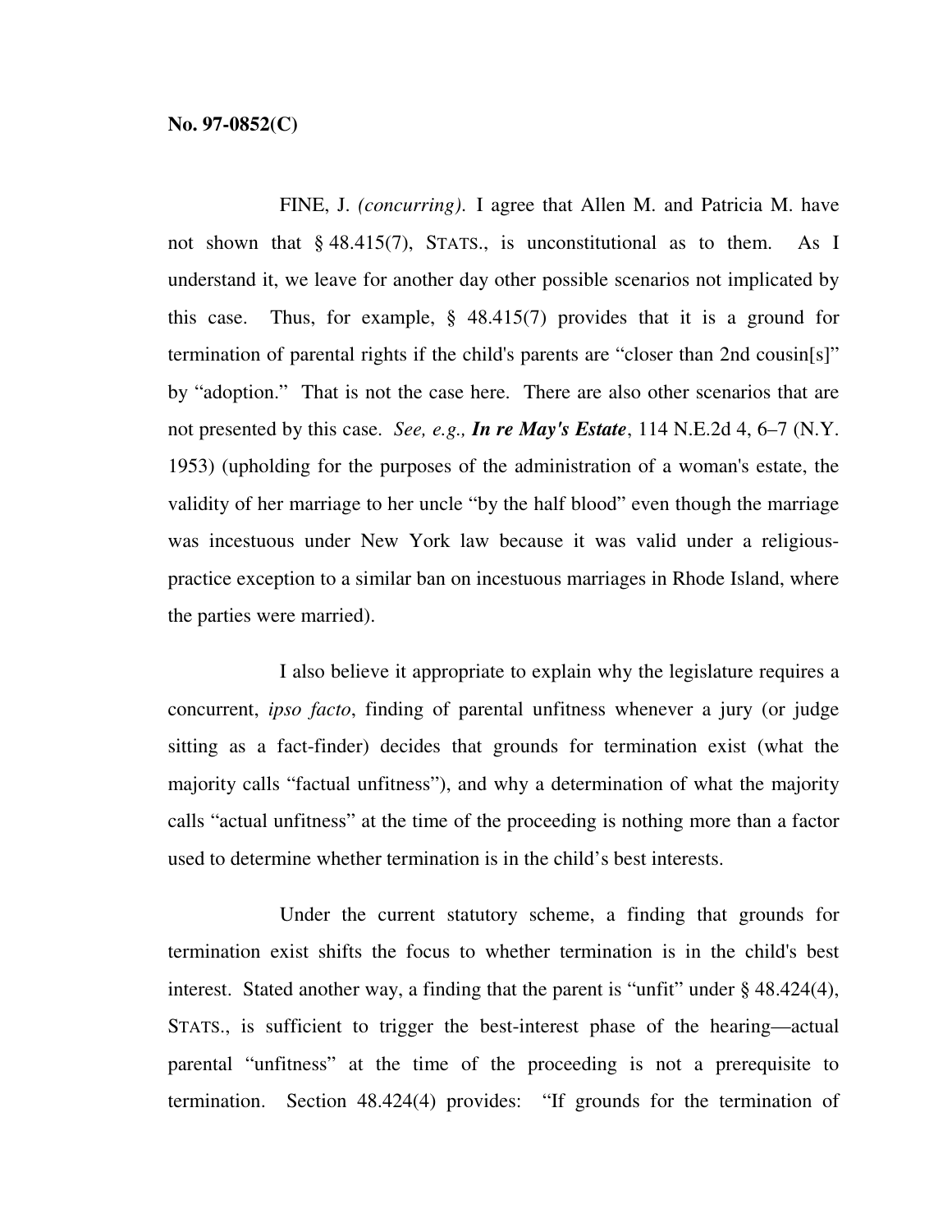**No. 97-0852(C)**

FINE, J. *(concurring)*. I agree that Allen M. and Patricia M. have not shown that § 48.415(7), STATS., is unconstitutional as to them. As I understand it, we leave for another day other possible scenarios not implicated by this case. Thus, for example, § 48.415(7) provides that it is a ground for termination of parental rights if the child's parents are "closer than 2nd cousin[s]" by "adoption." That is not the case here. There are also other scenarios that are not presented by this case. *See, e.g.,* ***In re May's Estate***, 114 N.E.2d 4, 6–7 (N.Y. 1953) (upholding for the purposes of the administration of a woman's estate, the validity of her marriage to her uncle "by the half blood" even though the marriage was incestuous under New York law because it was valid under a religious-practice exception to a similar ban on incestuous marriages in Rhode Island, where the parties were married).

I also believe it appropriate to explain why the legislature requires a concurrent, *ipso facto*, finding of parental unfitness whenever a jury (or judge sitting as a fact-finder) decides that grounds for termination exist (what the majority calls "factual unfitness"), and why a determination of what the majority calls "actual unfitness" at the time of the proceeding is nothing more than a factor used to determine whether termination is in the child's best interests.

Under the current statutory scheme, a finding that grounds for termination exist shifts the focus to whether termination is in the child's best interest. Stated another way, a finding that the parent is "unfit" under § 48.424(4), STATS., is sufficient to trigger the best-interest phase of the hearing—actual parental "unfitness" at the time of the proceeding is not a prerequisite to termination. Section 48.424(4) provides: "If grounds for the termination of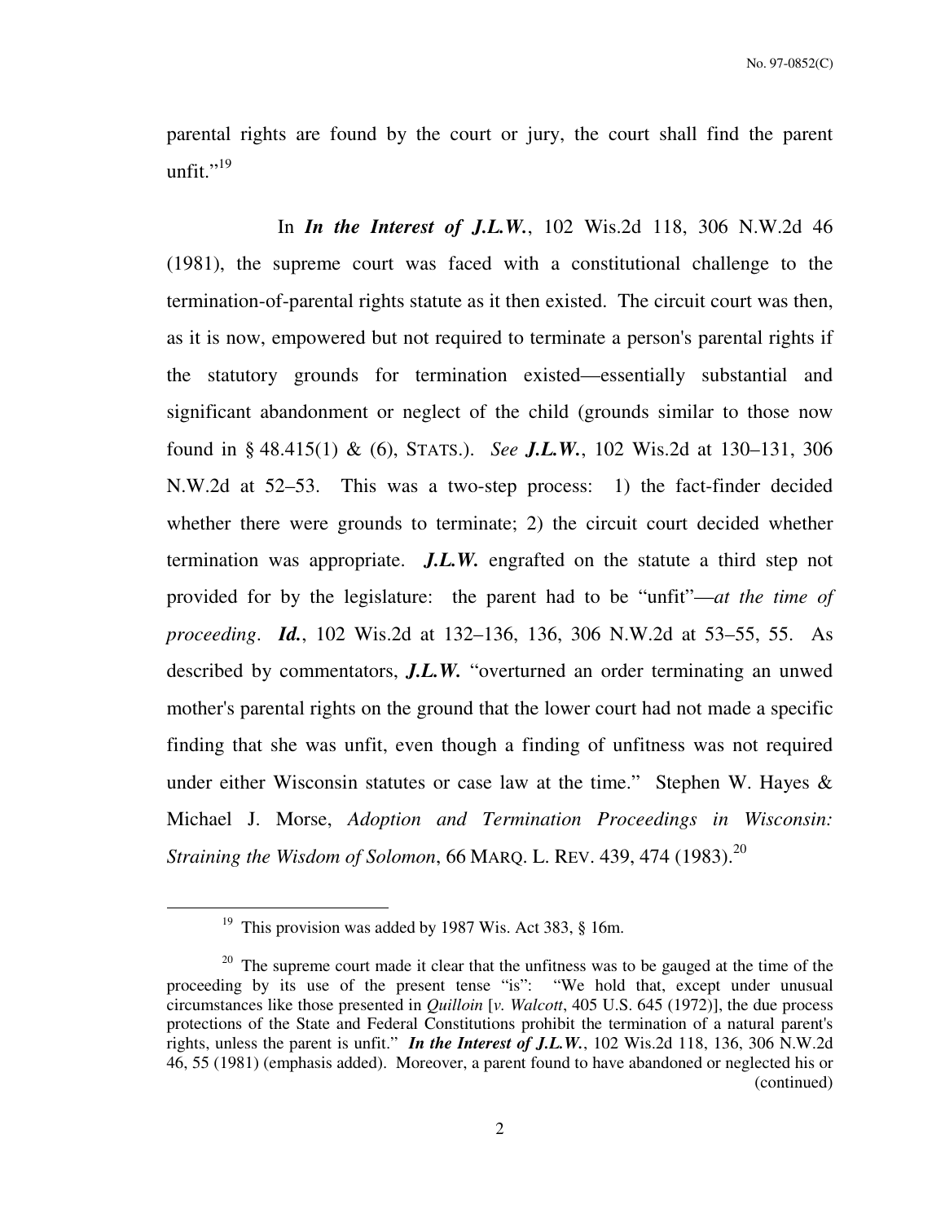parental rights are found by the court or jury, the court shall find the parent unfit."[19]

In ***In the Interest of J.L.W.***, 102 Wis.2d 118, 306 N.W.2d 46 (1981), the supreme court was faced with a constitutional challenge to the termination-of-parental rights statute as it then existed. The circuit court was then, as it is now, empowered but not required to terminate a person's parental rights if the statutory grounds for termination existed—essentially substantial and significant abandonment or neglect of the child (grounds similar to those now found in § 48.415(1) & (6), STATS.). *See* ***J.L.W.***, 102 Wis.2d at 130–131, 306 N.W.2d at 52–53. This was a two-step process: 1) the fact-finder decided whether there were grounds to terminate; 2) the circuit court decided whether termination was appropriate. ***J.L.W.*** engrafted on the statute a third step not provided for by the legislature: the parent had to be "unfit"—*at the time of proceeding*. ***Id.***, 102 Wis.2d at 132–136, 136, 306 N.W.2d at 53–55, 55. As described by commentators, ***J.L.W.*** "overturned an order terminating an unwed mother's parental rights on the ground that the lower court had not made a specific finding that she was unfit, even though a finding of unfitness was not required under either Wisconsin statutes or case law at the time." Stephen W. Hayes & Michael J. Morse, *Adoption and Termination Proceedings in Wisconsin: Straining the Wisdom of Solomon*, 66 MARQ. L. REV. 439, 474 (1983).[20]

---

[19] This provision was added by 1987 Wis. Act 383, § 16m.

[20] The supreme court made it clear that the unfitness was to be gauged at the time of the proceeding by its use of the present tense "is": "We hold that, except under unusual circumstances like those presented in *Quilloin* [*v. Walcott*, 405 U.S. 645 (1972)], the due process protections of the State and Federal Constitutions prohibit the termination of a natural parent's rights, unless the parent is unfit." ***In the Interest of J.L.W.***, 102 Wis.2d 118, 136, 306 N.W.2d 46, 55 (1981) (emphasis added). Moreover, a parent found to have abandoned or neglected his or (continued)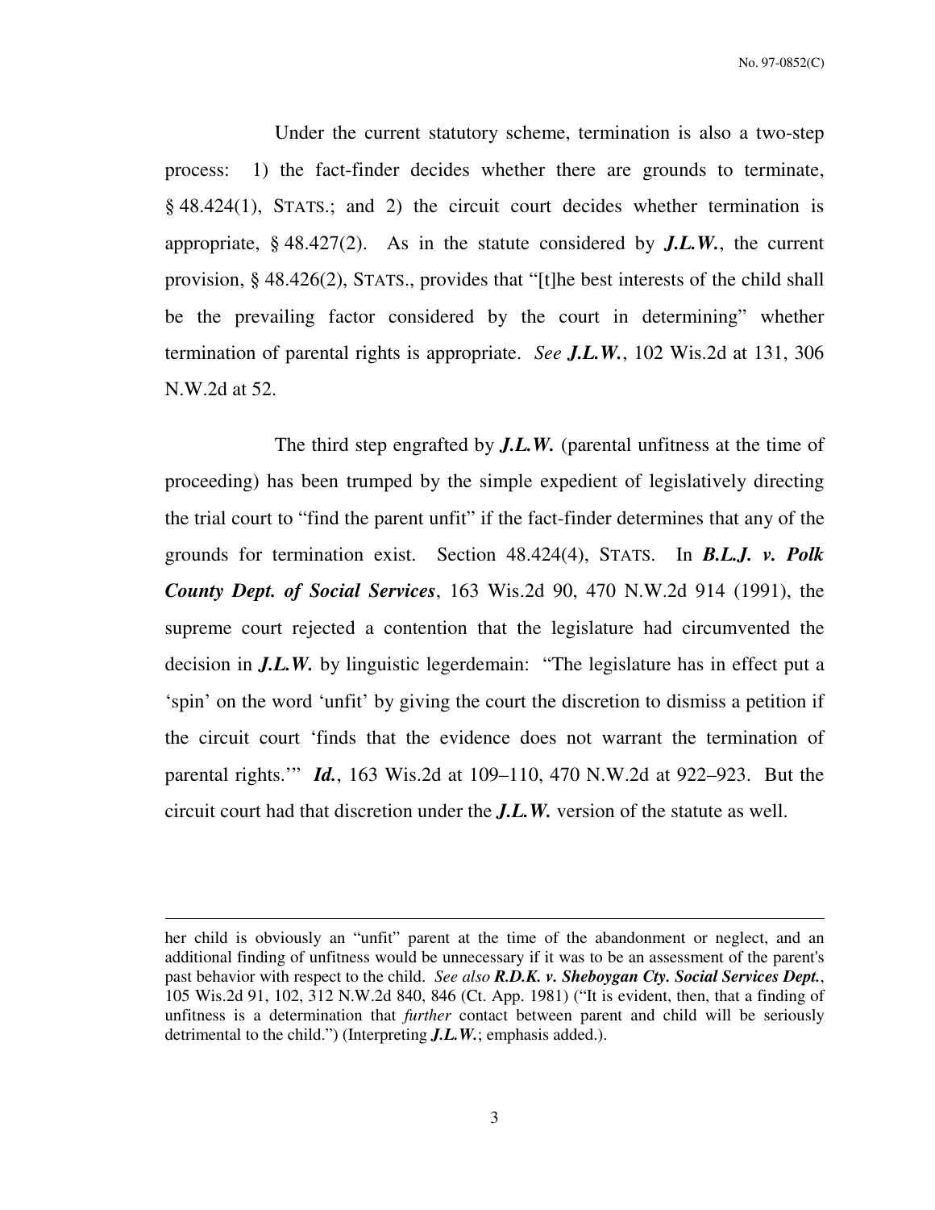Under the current statutory scheme, termination is also a two-step process: 1) the fact-finder decides whether there are grounds to terminate, § 48.424(1), STATS.; and 2) the circuit court decides whether termination is appropriate, § 48.427(2). As in the statute considered by ***J.L.W.***, the current provision, § 48.426(2), STATS., provides that "[t]he best interests of the child shall be the prevailing factor considered by the court in determining" whether termination of parental rights is appropriate. *See* ***J.L.W.***, 102 Wis.2d at 131, 306 N.W.2d at 52.

The third step engrafted by ***J.L.W.*** (parental unfitness at the time of proceeding) has been trumped by the simple expedient of legislatively directing the trial court to "find the parent unfit" if the fact-finder determines that any of the grounds for termination exist. Section 48.424(4), STATS. In ***B.L.J. v. Polk County Dept. of Social Services***, 163 Wis.2d 90, 470 N.W.2d 914 (1991), the supreme court rejected a contention that the legislature had circumvented the decision in ***J.L.W.*** by linguistic legerdemain: "The legislature has in effect put a 'spin' on the word 'unfit' by giving the court the discretion to dismiss a petition if the circuit court 'finds that the evidence does not warrant the termination of parental rights.'" ***Id.***, 163 Wis.2d at 109–110, 470 N.W.2d at 922–923. But the circuit court had that discretion under the ***J.L.W.*** version of the statute as well.

---

her child is obviously an "unfit" parent at the time of the abandonment or neglect, and an additional finding of unfitness would be unnecessary if it was to be an assessment of the parent's past behavior with respect to the child. *See also* ***R.D.K. v. Sheboygan Cty. Social Services Dept.***, 105 Wis.2d 91, 102, 312 N.W.2d 840, 846 (Ct. App. 1981) ("It is evident, then, that a finding of unfitness is a determination that *further* contact between parent and child will be seriously detrimental to the child.") (Interpreting ***J.L.W.***; emphasis added.).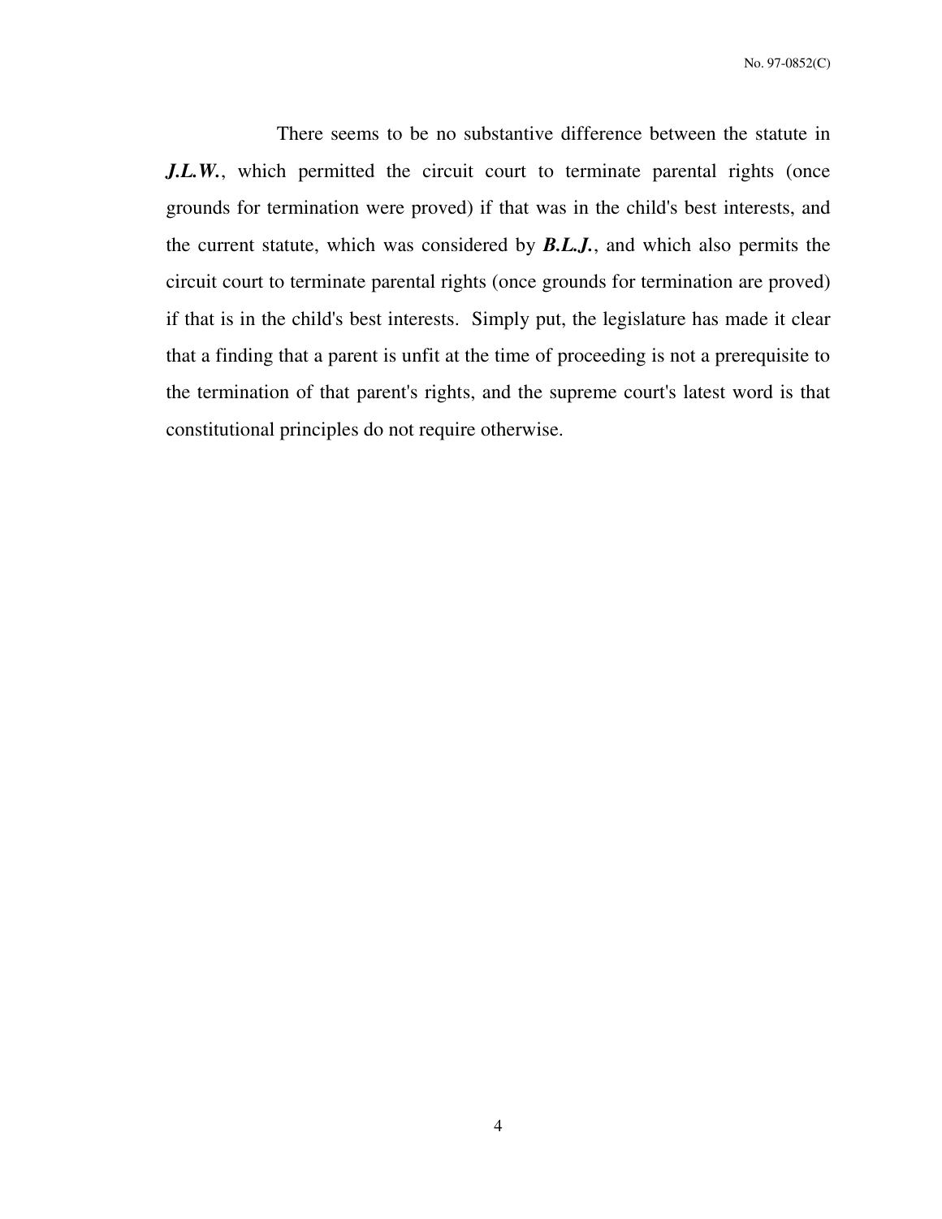There seems to be no substantive difference between the statute in ***J.L.W.***, which permitted the circuit court to terminate parental rights (once grounds for termination were proved) if that was in the child's best interests, and the current statute, which was considered by ***B.L.J.***, and which also permits the circuit court to terminate parental rights (once grounds for termination are proved) if that is in the child's best interests. Simply put, the legislature has made it clear that a finding that a parent is unfit at the time of proceeding is not a prerequisite to the termination of that parent's rights, and the supreme court's latest word is that constitutional principles do not require otherwise.